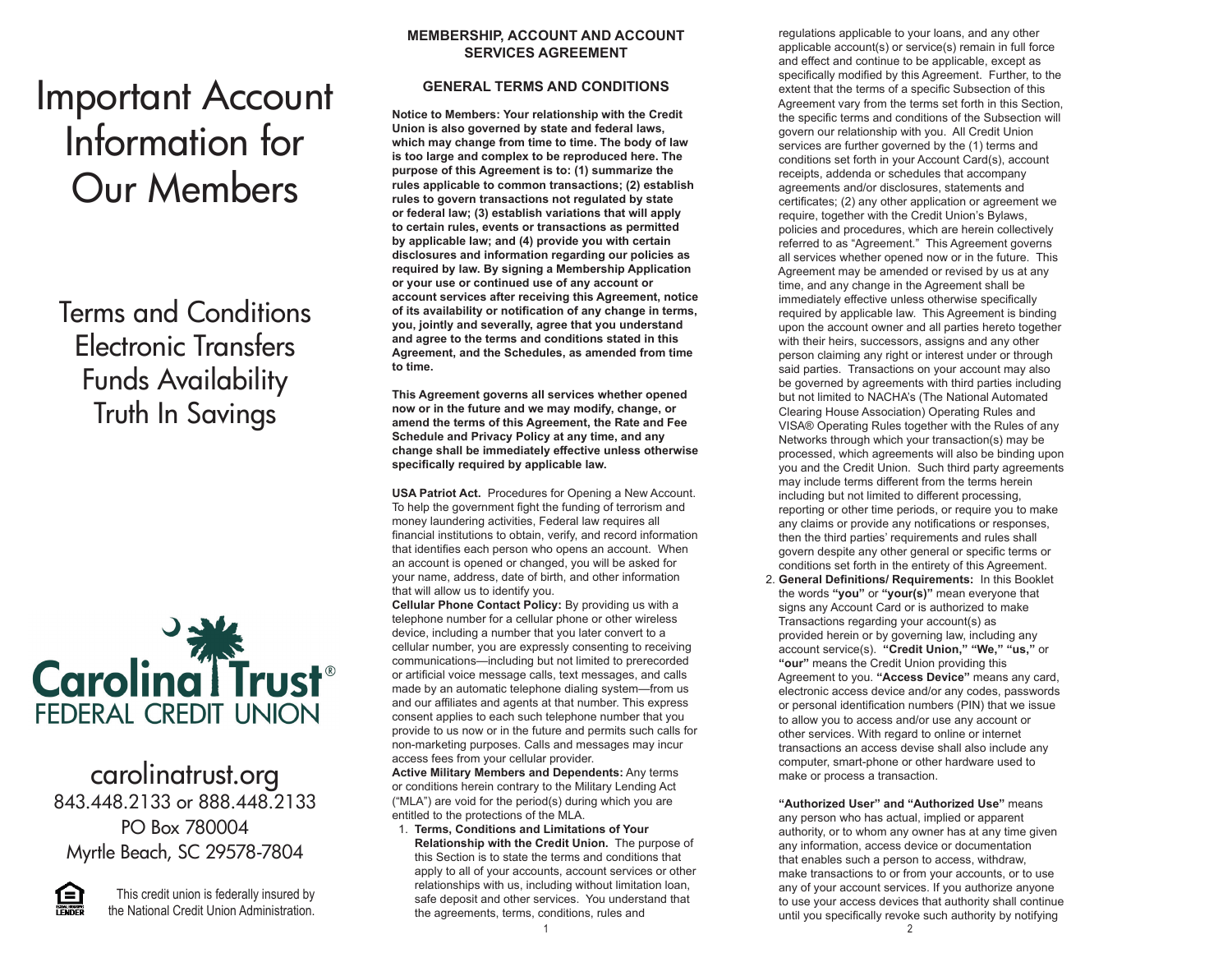# Important Account Information for Our Members

## Terms and Conditions
## Electronic Transfers
## Funds Availability
## Truth In Savings

Carolina Trust® FEDERAL CREDIT UNION

carolinatrust.org
843.448.2133 or 888.448.2133
PO Box 780004
Myrtle Beach, SC 29578-7804

This credit union is federally insured by the National Credit Union Administration.

## MEMBERSHIP, ACCOUNT AND ACCOUNT SERVICES AGREEMENT

### GENERAL TERMS AND CONDITIONS

**Notice to Members: Your relationship with the Credit Union is also governed by state and federal laws, which may change from time to time. The body of law is too large and complex to be reproduced here. The purpose of this Agreement is to: (1) summarize the rules applicable to common transactions; (2) establish rules to govern transactions not regulated by state or federal law; (3) establish variations that will apply to certain rules, events or transactions as permitted by applicable law; and (4) provide you with certain disclosures and information regarding our policies as required by law. By signing a Membership Application or your use or continued use of any account or account services after receiving this Agreement, notice of its availability or notification of any change in terms, you, jointly and severally, agree that you understand and agree to the terms and conditions stated in this Agreement, and the Schedules, as amended from time to time.**

**This Agreement governs all services whether opened now or in the future and we may modify, change, or amend the terms of this Agreement, the Rate and Fee Schedule and Privacy Policy at any time, and any change shall be immediately effective unless otherwise specifically required by applicable law.**

**USA Patriot Act.** Procedures for Opening a New Account. To help the government fight the funding of terrorism and money laundering activities, Federal law requires all financial institutions to obtain, verify, and record information that identifies each person who opens an account. When an account is opened or changed, you will be asked for your name, address, date of birth, and other information that will allow us to identify you.

**Cellular Phone Contact Policy:** By providing us with a telephone number for a cellular phone or other wireless device, including a number that you later convert to a cellular number, you are expressly consenting to receiving communications—including but not limited to prerecorded or artificial voice message calls, text messages, and calls made by an automatic telephone dialing system—from us and our affiliates and agents at that number. This express consent applies to each such telephone number that you provide to us now or in the future and permits such calls for non-marketing purposes. Calls and messages may incur access fees from your cellular provider.

**Active Military Members and Dependents:** Any terms or conditions herein contrary to the Military Lending Act ("MLA") are void for the period(s) during which you are entitled to the protections of the MLA.

1. **Terms, Conditions and Limitations of Your Relationship with the Credit Union.** The purpose of this Section is to state the terms and conditions that apply to all of your accounts, account services or other relationships with us, including without limitation loan, safe deposit and other services. You understand that the agreements, terms, conditions, rules and regulations applicable to your loans, and any other applicable account(s) or service(s) remain in full force and effect and continue to be applicable, except as specifically modified by this Agreement. Further, to the extent that the terms of a specific Subsection of this Agreement vary from the terms set forth in this Section, the specific terms and conditions of the Subsection will govern our relationship with you. All Credit Union services are further governed by the (1) terms and conditions set forth in your Account Card(s), account receipts, addenda or schedules that accompany agreements and/or disclosures, statements and certificates; (2) any other application or agreement we require, together with the Credit Union's Bylaws, policies and procedures, which are herein collectively referred to as "Agreement." This Agreement governs all services whether opened now or in the future. This Agreement may be amended or revised by us at any time, and any change in the Agreement shall be immediately effective unless otherwise specifically required by applicable law. This Agreement is binding upon the account owner and all parties hereto together with their heirs, successors, assigns and any other person claiming any right or interest under or through said parties. Transactions on your account may also be governed by agreements with third parties including but not limited to NACHA's (The National Automated Clearing House Association) Operating Rules and VISA® Operating Rules together with the Rules of any Networks through which your transaction(s) may be processed, which agreements will also be binding upon you and the Credit Union. Such third party agreements may include terms different from the terms herein including but not limited to different processing, reporting or other time periods, or require you to make any claims or provide any notifications or responses, then the third parties' requirements and rules shall govern despite any other general or specific terms or conditions set forth in the entirety of this Agreement.
2. **General Definitions/ Requirements:** In this Booklet the words **"you"** or **"your(s)"** mean everyone that signs any Account Card or is authorized to make Transactions regarding your account(s) as provided herein or by governing law, including any account service(s). **"Credit Union," "We," "us,"** or **"our"** means the Credit Union providing this Agreement to you. **"Access Device"** means any card, electronic access device and/or any codes, passwords or personal identification numbers (PIN) that we issue to allow you to access and/or use any account or other services. With regard to online or internet transactions an access devise shall also include any computer, smart-phone or other hardware used to make or process a transaction.

   **"Authorized User" and "Authorized Use"** means any person who has actual, implied or apparent authority, or to whom any owner has at any time given any information, access device or documentation that enables such a person to access, withdraw, make transactions to or from your accounts, or to use any of your account services. If you authorize anyone to use your access devices that authority shall continue until you specifically revoke such authority by notifying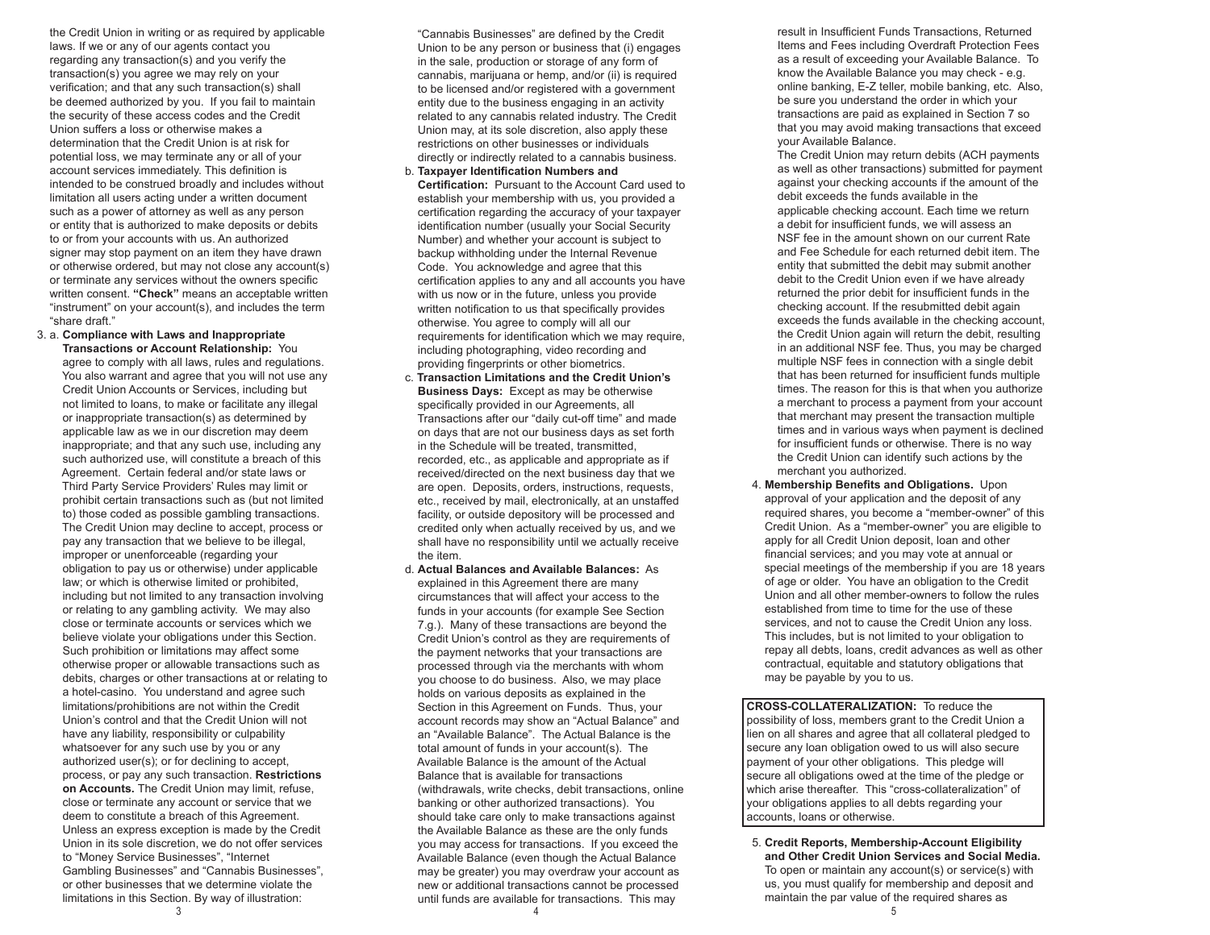the Credit Union in writing or as required by applicable laws. If we or any of our agents contact you regarding any transaction(s) and you verify the transaction(s) you agree we may rely on your verification; and that any such transaction(s) shall be deemed authorized by you. If you fail to maintain the security of these access codes and the Credit Union suffers a loss or otherwise makes a determination that the Credit Union is at risk for potential loss, we may terminate any or all of your account services immediately. This definition is intended to be construed broadly and includes without limitation all users acting under a written document such as a power of attorney as well as any person or entity that is authorized to make deposits or debits to or from your accounts with us. An authorized signer may stop payment on an item they have drawn or otherwise ordered, but may not close any account(s) or terminate any services without the owners specific written consent. **"Check"** means an acceptable written "instrument" on your account(s), and includes the term "share draft."

3. a. **Compliance with Laws and Inappropriate Transactions or Account Relationship:** You agree to comply with all laws, rules and regulations. You also warrant and agree that you will not use any Credit Union Accounts or Services, including but not limited to loans, to make or facilitate any illegal or inappropriate transaction(s) as determined by applicable law as we in our discretion may deem inappropriate; and that any such use, including any such authorized use, will constitute a breach of this Agreement. Certain federal and/or state laws or Third Party Service Providers' Rules may limit or prohibit certain transactions such as (but not limited to) those coded as possible gambling transactions. The Credit Union may decline to accept, process or pay any transaction that we believe to be illegal, improper or unenforceable (regarding your obligation to pay us or otherwise) under applicable law; or which is otherwise limited or prohibited, including but not limited to any transaction involving or relating to any gambling activity. We may also close or terminate accounts or services which we believe violate your obligations under this Section. Such prohibition or limitations may affect some otherwise proper or allowable transactions such as debits, charges or other transactions at or relating to a hotel-casino. You understand and agree such limitations/prohibitions are not within the Credit Union's control and that the Credit Union will not have any liability, responsibility or culpability whatsoever for any such use by you or any authorized user(s); or for declining to accept, process, or pay any such transaction. **Restrictions on Accounts.** The Credit Union may limit, refuse, close or terminate any account or service that we deem to constitute a breach of this Agreement. Unless an express exception is made by the Credit Union in its sole discretion, we do not offer services to "Money Service Businesses", "Internet Gambling Businesses" and "Cannabis Businesses", or other businesses that we determine violate the limitations in this Section. By way of illustration: "Cannabis Businesses" are defined by the Credit Union to be any person or business that (i) engages in the sale, production or storage of any form of cannabis, marijuana or hemp, and/or (ii) is required to be licensed and/or registered with a government entity due to the business engaging in an activity related to any cannabis related industry. The Credit Union may, at its sole discretion, also apply these restrictions on other businesses or individuals directly or indirectly related to a cannabis business.

   b. **Taxpayer Identification Numbers and Certification:** Pursuant to the Account Card used to establish your membership with us, you provided a certification regarding the accuracy of your taxpayer identification number (usually your Social Security Number) and whether your account is subject to backup withholding under the Internal Revenue Code. You acknowledge and agree that this certification applies to any and all accounts you have with us now or in the future, unless you provide written notification to us that specifically provides otherwise. You agree to comply will all our requirements for identification which we may require, including photographing, video recording and providing fingerprints or other biometrics.

   c. **Transaction Limitations and the Credit Union's Business Days:** Except as may be otherwise specifically provided in our Agreements, all Transactions after our "daily cut-off time" and made on days that are not our business days as set forth in the Schedule will be treated, transmitted, recorded, etc., as applicable and appropriate as if received/directed on the next business day that we are open. Deposits, orders, instructions, requests, etc., received by mail, electronically, at an unstaffed facility, or outside depository will be processed and credited only when actually received by us, and we shall have no responsibility until we actually receive the item.

   d. **Actual Balances and Available Balances:** As explained in this Agreement there are many circumstances that will affect your access to the funds in your accounts (for example See Section 7.g.). Many of these transactions are beyond the Credit Union's control as they are requirements of the payment networks that your transactions are processed through via the merchants with whom you choose to do business. Also, we may place holds on various deposits as explained in the Section in this Agreement on Funds. Thus, your account records may show an "Actual Balance" and an "Available Balance". The Actual Balance is the total amount of funds in your account(s). The Available Balance is the amount of the Actual Balance that is available for transactions (withdrawals, write checks, debit transactions, online banking or other authorized transactions). You should take care only to make transactions against the Available Balance as these are the only funds you may access for transactions. If you exceed the Available Balance (even though the Actual Balance may be greater) you may overdraw your account as new or additional transactions cannot be processed until funds are available for transactions. This may result in Insufficient Funds Transactions, Returned Items and Fees including Overdraft Protection Fees as a result of exceeding your Available Balance. To know the Available Balance you may check - e.g. online banking, E-Z teller, mobile banking, etc. Also, be sure you understand the order in which your transactions are paid as explained in Section 7 so that you may avoid making transactions that exceed your Available Balance.
   The Credit Union may return debits (ACH payments as well as other transactions) submitted for payment against your checking accounts if the amount of the debit exceeds the funds available in the applicable checking account. Each time we return a debit for insufficient funds, we will assess an NSF fee in the amount shown on our current Rate and Fee Schedule for each returned debit item. The entity that submitted the debit may submit another debit to the Credit Union even if we have already returned the prior debit for insufficient funds in the checking account. If the resubmitted debit again exceeds the funds available in the checking account, the Credit Union again will return the debit, resulting in an additional NSF fee. Thus, you may be charged multiple NSF fees in connection with a single debit that has been returned for insufficient funds multiple times. The reason for this is that when you authorize a merchant to process a payment from your account that merchant may present the transaction multiple times and in various ways when payment is declined for insufficient funds or otherwise. There is no way the Credit Union can identify such actions by the merchant you authorized.

4. **Membership Benefits and Obligations.** Upon approval of your application and the deposit of any required shares, you become a "member-owner" of this Credit Union. As a "member-owner" you are eligible to apply for all Credit Union deposit, loan and other financial services; and you may vote at annual or special meetings of the membership if you are 18 years of age or older. You have an obligation to the Credit Union and all other member-owners to follow the rules established from time to time for the use of these services, and not to cause the Credit Union any loss. This includes, but is not limited to your obligation to repay all debts, loans, credit advances as well as other contractual, equitable and statutory obligations that may be payable by you to us.

**CROSS-COLLATERALIZATION:** To reduce the possibility of loss, members grant to the Credit Union a lien on all shares and agree that all collateral pledged to secure any loan obligation owed to us will also secure payment of your other obligations. This pledge will secure all obligations owed at the time of the pledge or which arise thereafter. This "cross-collateralization" of your obligations applies to all debts regarding your accounts, loans or otherwise.

5. **Credit Reports, Membership-Account Eligibility and Other Credit Union Services and Social Media.** To open or maintain any account(s) or service(s) with us, you must qualify for membership and deposit and maintain the par value of the required shares as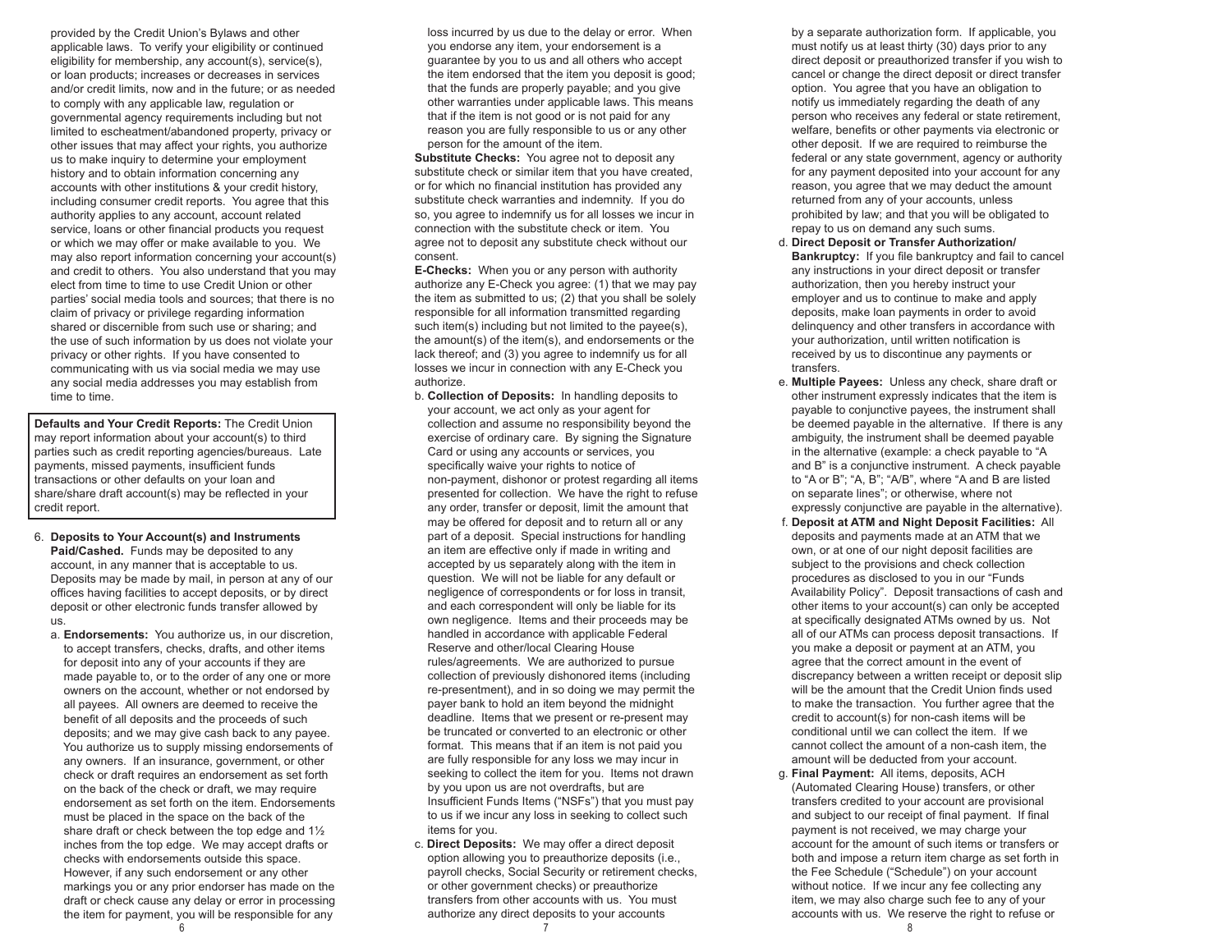provided by the Credit Union's Bylaws and other applicable laws. To verify your eligibility or continued eligibility for membership, any account(s), service(s), or loan products; increases or decreases in services and/or credit limits, now and in the future; or as needed to comply with any applicable law, regulation or governmental agency requirements including but not limited to escheatment/abandoned property, privacy or other issues that may affect your rights, you authorize us to make inquiry to determine your employment history and to obtain information concerning any accounts with other institutions & your credit history, including consumer credit reports. You agree that this authority applies to any account, account related service, loans or other financial products you request or which we may offer or make available to you. We may also report information concerning your account(s) and credit to others. You also understand that you may elect from time to time to use Credit Union or other parties' social media tools and sources; that there is no claim of privacy or privilege regarding information shared or discernible from such use or sharing; and the use of such information by us does not violate your privacy or other rights. If you have consented to communicating with us via social media we may use any social media addresses you may establish from time to time.

**Defaults and Your Credit Reports:** The Credit Union may report information about your account(s) to third parties such as credit reporting agencies/bureaus. Late payments, missed payments, insufficient funds transactions or other defaults on your loan and share/share draft account(s) may be reflected in your credit report.

6. **Deposits to Your Account(s) and Instruments Paid/Cashed.** Funds may be deposited to any account, in any manner that is acceptable to us. Deposits may be made by mail, in person at any of our offices having facilities to accept deposits, or by direct deposit or other electronic funds transfer allowed by us.

   a. **Endorsements:** You authorize us, in our discretion, to accept transfers, checks, drafts, and other items for deposit into any of your accounts if they are made payable to, or to the order of any one or more owners on the account, whether or not endorsed by all payees. All owners are deemed to receive the benefit of all deposits and the proceeds of such deposits; and we may give cash back to any payee. You authorize us to supply missing endorsements of any owners. If an insurance, government, or other check or draft requires an endorsement as set forth on the back of the check or draft, we may require endorsement as set forth on the item. Endorsements must be placed in the space on the back of the share draft or check between the top edge and 1½ inches from the top edge. We may accept drafts or checks with endorsements outside this space. However, if any such endorsement or any other markings you or any prior endorser has made on the draft or check cause any delay or error in processing the item for payment, you will be responsible for any loss incurred by us due to the delay or error. When you endorse any item, your endorsement is a guarantee by you to us and all others who accept the item endorsed that the item you deposit is good; that the funds are properly payable; and you give other warranties under applicable laws. This means that if the item is not good or is not paid for any reason you are fully responsible to us or any other person for the amount of the item.

   **Substitute Checks:** You agree not to deposit any substitute check or similar item that you have created, or for which no financial institution has provided any substitute check warranties and indemnity. If you do so, you agree to indemnify us for all losses we incur in connection with the substitute check or item. You agree not to deposit any substitute check without our consent.

   **E-Checks:** When you or any person with authority authorize any E-Check you agree: (1) that we may pay the item as submitted to us; (2) that you shall be solely responsible for all information transmitted regarding such item(s) including but not limited to the payee(s), the amount(s) of the item(s), and endorsements or the lack thereof; and (3) you agree to indemnify us for all losses we incur in connection with any E-Check you authorize.

   b. **Collection of Deposits:** In handling deposits to your account, we act only as your agent for collection and assume no responsibility beyond the exercise of ordinary care. By signing the Signature Card or using any accounts or services, you specifically waive your rights to notice of non-payment, dishonor or protest regarding all items presented for collection. We have the right to refuse any order, transfer or deposit, limit the amount that may be offered for deposit and to return all or any part of a deposit. Special instructions for handling an item are effective only if made in writing and accepted by us separately along with the item in question. We will not be liable for any default or negligence of correspondents or for loss in transit, and each correspondent will only be liable for its own negligence. Items and their proceeds may be handled in accordance with applicable Federal Reserve and other/local Clearing House rules/agreements. We are authorized to pursue collection of previously dishonored items (including re-presentment), and in so doing we may permit the payer bank to hold an item beyond the midnight deadline. Items that we present or re-present may be truncated or converted to an electronic or other format. This means that if an item is not paid you are fully responsible for any loss we may incur in seeking to collect the item for you. Items not drawn by you upon us are not overdrafts, but are Insufficient Funds Items ("NSFs") that you must pay to us if we incur any loss in seeking to collect such items for you.

   c. **Direct Deposits:** We may offer a direct deposit option allowing you to preauthorize deposits (i.e., payroll checks, Social Security or retirement checks, or other government checks) or preauthorize transfers from other accounts with us. You must authorize any direct deposits to your accounts by a separate authorization form. If applicable, you must notify us at least thirty (30) days prior to any direct deposit or preauthorized transfer if you wish to cancel or change the direct deposit or direct transfer option. You agree that you have an obligation to notify us immediately regarding the death of any person who receives any federal or state retirement, welfare, benefits or other payments via electronic or other deposit. If we are required to reimburse the federal or any state government, agency or authority for any payment deposited into your account for any reason, you agree that we may deduct the amount returned from any of your accounts, unless prohibited by law; and that you will be obligated to repay to us on demand any such sums.

   d. **Direct Deposit or Transfer Authorization/ Bankruptcy:** If you file bankruptcy and fail to cancel any instructions in your direct deposit or transfer authorization, then you hereby instruct your employer and us to continue to make and apply deposits, make loan payments in order to avoid delinquency and other transfers in accordance with your authorization, until written notification is received by us to discontinue any payments or transfers.

   e. **Multiple Payees:** Unless any check, share draft or other instrument expressly indicates that the item is payable to conjunctive payees, the instrument shall be deemed payable in the alternative. If there is any ambiguity, the instrument shall be deemed payable in the alternative (example: a check payable to "A and B" is a conjunctive instrument. A check payable to "A or B"; "A, B"; "A/B", where "A and B are listed on separate lines"; or otherwise, where not expressly conjunctive are payable in the alternative).

   f. **Deposit at ATM and Night Deposit Facilities:** All deposits and payments made at an ATM that we own, or at one of our night deposit facilities are subject to the provisions and check collection procedures as disclosed to you in our "Funds Availability Policy". Deposit transactions of cash and other items to your account(s) can only be accepted at specifically designated ATMs owned by us. Not all of our ATMs can process deposit transactions. If you make a deposit or payment at an ATM, you agree that the correct amount in the event of discrepancy between a written receipt or deposit slip will be the amount that the Credit Union finds used to make the transaction. You further agree that the credit to account(s) for non-cash items will be conditional until we can collect the item. If we cannot collect the amount of a non-cash item, the amount will be deducted from your account.

   g. **Final Payment:** All items, deposits, ACH (Automated Clearing House) transfers, or other transfers credited to your account are provisional and subject to our receipt of final payment. If final payment is not received, we may charge your account for the amount of such items or transfers or both and impose a return item charge as set forth in the Fee Schedule ("Schedule") on your account without notice. If we incur any fee collecting any item, we may also charge such fee to any of your accounts with us. We reserve the right to refuse or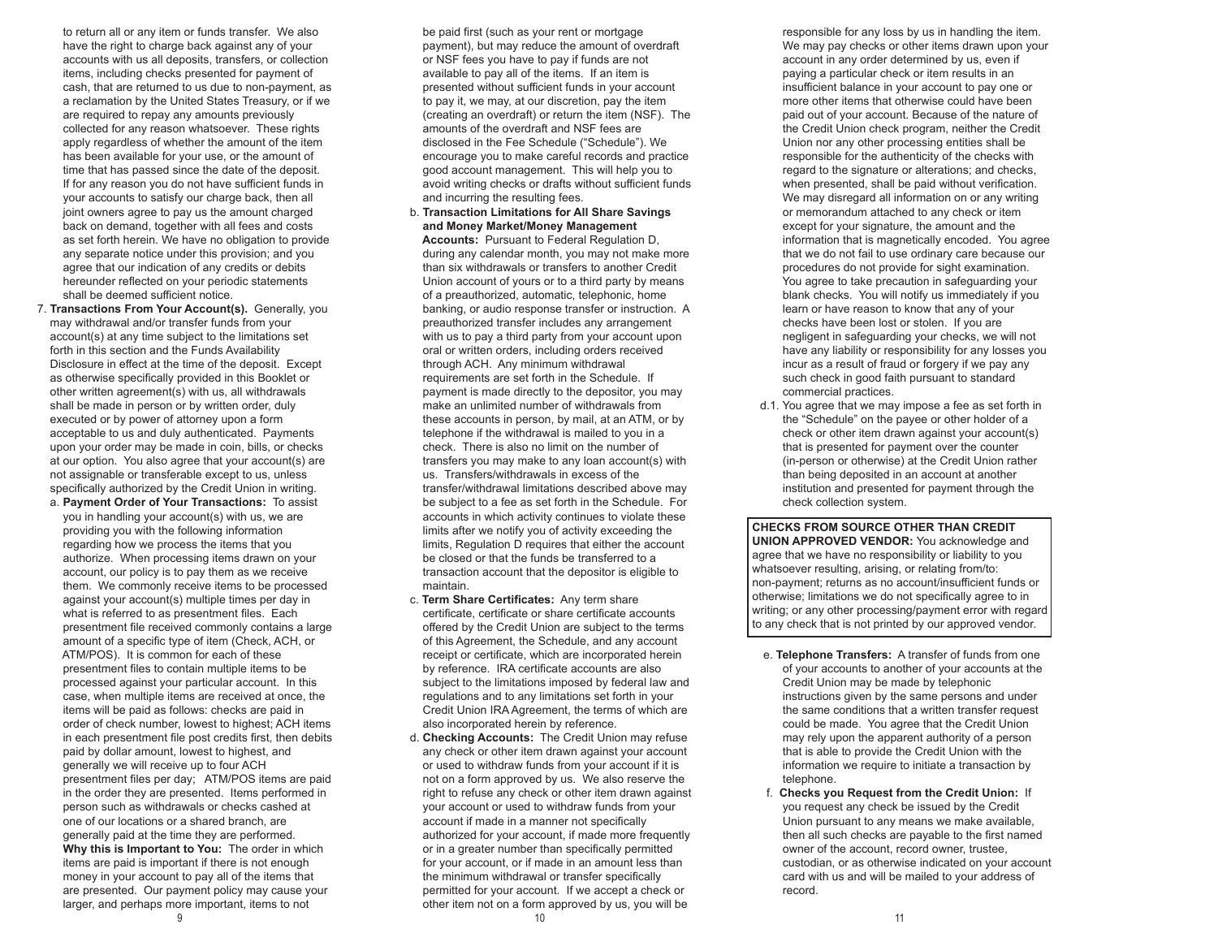to return all or any item or funds transfer. We also have the right to charge back against any of your accounts with us all deposits, transfers, or collection items, including checks presented for payment of cash, that are returned to us due to non-payment, as a reclamation by the United States Treasury, or if we are required to repay any amounts previously collected for any reason whatsoever. These rights apply regardless of whether the amount of the item has been available for your use, or the amount of time that has passed since the date of the deposit. If for any reason you do not have sufficient funds in your accounts to satisfy our charge back, then all joint owners agree to pay us the amount charged back on demand, together with all fees and costs as set forth herein. We have no obligation to provide any separate notice under this provision; and you agree that our indication of any credits or debits hereunder reflected on your periodic statements shall be deemed sufficient notice.

7. **Transactions From Your Account(s).** Generally, you may withdrawal and/or transfer funds from your account(s) at any time subject to the limitations set forth in this section and the Funds Availability Disclosure in effect at the time of the deposit. Except as otherwise specifically provided in this Booklet or other written agreement(s) with us, all withdrawals shall be made in person or by written order, duly executed or by power of attorney upon a form acceptable to us and duly authenticated. Payments upon your order may be made in coin, bills, or checks at our option. You also agree that your account(s) are not assignable or transferable except to us, unless specifically authorized by the Credit Union in writing.

   a. **Payment Order of Your Transactions:** To assist you in handling your account(s) with us, we are providing you with the following information regarding how we process the items that you authorize. When processing items drawn on your account, our policy is to pay them as we receive them. We commonly receive items to be processed against your account(s) multiple times per day in what is referred to as presentment files. Each presentment file received commonly contains a large amount of a specific type of item (Check, ACH, or ATM/POS). It is common for each of these presentment files to contain multiple items to be processed against your particular account. In this case, when multiple items are received at once, the items will be paid as follows: checks are paid in order of check number, lowest to highest; ACH items in each presentment file post credits first, then debits paid by dollar amount, lowest to highest, and generally we will receive up to four ACH presentment files per day; ATM/POS items are paid in the order they are presented. Items performed in person such as withdrawals or checks cashed at one of our locations or a shared branch, are generally paid at the time they are performed.
   **Why this is Important to You:** The order in which items are paid is important if there is not enough money in your account to pay all of the items that are presented. Our payment policy may cause your larger, and perhaps more important, items to not be paid first (such as your rent or mortgage payment), but may reduce the amount of overdraft or NSF fees you have to pay if funds are not available to pay all of the items. If an item is presented without sufficient funds in your account to pay it, we may, at our discretion, pay the item (creating an overdraft) or return the item (NSF). The amounts of the overdraft and NSF fees are disclosed in the Fee Schedule ("Schedule"). We encourage you to make careful records and practice good account management. This will help you to avoid writing checks or drafts without sufficient funds and incurring the resulting fees.

   b. **Transaction Limitations for All Share Savings and Money Market/Money Management Accounts:** Pursuant to Federal Regulation D, during any calendar month, you may not make more than six withdrawals or transfers to another Credit Union account of yours or to a third party by means of a preauthorized, automatic, telephonic, home banking, or audio response transfer or instruction. A preauthorized transfer includes any arrangement with us to pay a third party from your account upon oral or written orders, including orders received through ACH. Any minimum withdrawal requirements are set forth in the Schedule. If payment is made directly to the depositor, you may make an unlimited number of withdrawals from these accounts in person, by mail, at an ATM, or by telephone if the withdrawal is mailed to you in a check. There is also no limit on the number of transfers you may make to any loan account(s) with us. Transfers/withdrawals in excess of the transfer/withdrawal limitations described above may be subject to a fee as set forth in the Schedule. For accounts in which activity continues to violate these limits after we notify you of activity exceeding the limits, Regulation D requires that either the account be closed or that the funds be transferred to a transaction account that the depositor is eligible to maintain.

   c. **Term Share Certificates:** Any term share certificate, certificate or share certificate accounts offered by the Credit Union are subject to the terms of this Agreement, the Schedule, and any account receipt or certificate, which are incorporated herein by reference. IRA certificate accounts are also subject to the limitations imposed by federal law and regulations and to any limitations set forth in your Credit Union IRA Agreement, the terms of which are also incorporated herein by reference.

   d. **Checking Accounts:** The Credit Union may refuse any check or other item drawn against your account or used to withdraw funds from your account if it is not on a form approved by us. We also reserve the right to refuse any check or other item drawn against your account or used to withdraw funds from your account if made in a manner not specifically authorized for your account, if made more frequently or in a greater number than specifically permitted for your account, or if made in an amount less than the minimum withdrawal or transfer specifically permitted for your account. If we accept a check or other item not on a form approved by us, you will be responsible for any loss by us in handling the item. We may pay checks or other items drawn upon your account in any order determined by us, even if paying a particular check or item results in an insufficient balance in your account to pay one or more other items that otherwise could have been paid out of your account. Because of the nature of the Credit Union check program, neither the Credit Union nor any other processing entities shall be responsible for the authenticity of the checks with regard to the signature or alterations; and checks, when presented, shall be paid without verification. We may disregard all information on or any writing or memorandum attached to any check or item except for your signature, the amount and the information that is magnetically encoded. You agree that we do not fail to use ordinary care because our procedures do not provide for sight examination. You agree to take precaution in safeguarding your blank checks. You will notify us immediately if you learn or have reason to know that any of your checks have been lost or stolen. If you are negligent in safeguarding your checks, we will not have any liability or responsibility for any losses you incur as a result of fraud or forgery if we pay any such check in good faith pursuant to standard commercial practices.

   d.1. You agree that we may impose a fee as set forth in the "Schedule" on the payee or other holder of a check or other item drawn against your account(s) that is presented for payment over the counter (in-person or otherwise) at the Credit Union rather than being deposited in an account at another institution and presented for payment through the check collection system.

**CHECKS FROM SOURCE OTHER THAN CREDIT UNION APPROVED VENDOR:** You acknowledge and agree that we have no responsibility or liability to you whatsoever resulting, arising, or relating from/to: non-payment; returns as no account/insufficient funds or otherwise; limitations we do not specifically agree to in writing; or any other processing/payment error with regard to any check that is not printed by our approved vendor.

   e. **Telephone Transfers:** A transfer of funds from one of your accounts to another of your accounts at the Credit Union may be made by telephonic instructions given by the same persons and under the same conditions that a written transfer request could be made. You agree that the Credit Union may rely upon the apparent authority of a person that is able to provide the Credit Union with the information we require to initiate a transaction by telephone.

   f. **Checks you Request from the Credit Union:** If you request any check be issued by the Credit Union pursuant to any means we make available, then all such checks are payable to the first named owner of the account, record owner, trustee, custodian, or as otherwise indicated on your account card with us and will be mailed to your address of record.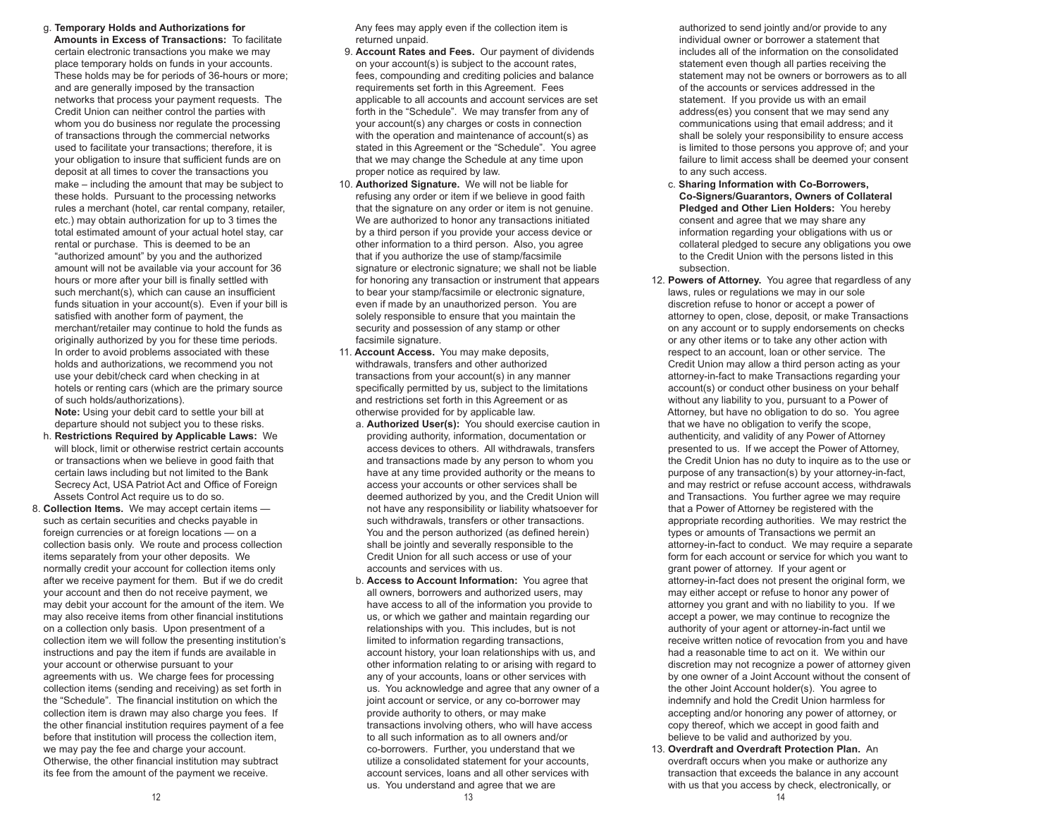g. **Temporary Holds and Authorizations for Amounts in Excess of Transactions:** To facilitate certain electronic transactions you make we may place temporary holds on funds in your accounts. These holds may be for periods of 36-hours or more; and are generally imposed by the transaction networks that process your payment requests. The Credit Union can neither control the parties with whom you do business nor regulate the processing of transactions through the commercial networks used to facilitate your transactions; therefore, it is your obligation to insure that sufficient funds are on deposit at all times to cover the transactions you make – including the amount that may be subject to these holds. Pursuant to the processing networks rules a merchant (hotel, car rental company, retailer, etc.) may obtain authorization for up to 3 times the total estimated amount of your actual hotel stay, car rental or purchase. This is deemed to be an "authorized amount" by you and the authorized amount will not be available via your account for 36 hours or more after your bill is finally settled with such merchant(s), which can cause an insufficient funds situation in your account(s). Even if your bill is satisfied with another form of payment, the merchant/retailer may continue to hold the funds as originally authorized by you for these time periods. In order to avoid problems associated with these holds and authorizations, we recommend you not use your debit/check card when checking in at hotels or renting cars (which are the primary source of such holds/authorizations).

**Note:** Using your debit card to settle your bill at departure should not subject you to these risks.

h. **Restrictions Required by Applicable Laws:** We will block, limit or otherwise restrict certain accounts or transactions when we believe in good faith that certain laws including but not limited to the Bank Secrecy Act, USA Patriot Act and Office of Foreign Assets Control Act require us to do so.

8. **Collection Items.** We may accept certain items — such as certain securities and checks payable in foreign currencies or at foreign locations — on a collection basis only. We route and process collection items separately from your other deposits. We normally credit your account for collection items only after we receive payment for them. But if we do credit your account and then do not receive payment, we may debit your account for the amount of the item. We may also receive items from other financial institutions on a collection only basis. Upon presentment of a collection item we will follow the presenting institution's instructions and pay the item if funds are available in your account or otherwise pursuant to your agreements with us. We charge fees for processing collection items (sending and receiving) as set forth in the "Schedule". The financial institution on which the collection item is drawn may also charge you fees. If the other financial institution requires payment of a fee before that institution will process the collection item, we may pay the fee and charge your account. Otherwise, the other financial institution may subtract its fee from the amount of the payment we receive. Any fees may apply even if the collection item is returned unpaid.

9. **Account Rates and Fees.** Our payment of dividends on your account(s) is subject to the account rates, fees, compounding and crediting policies and balance requirements set forth in this Agreement. Fees applicable to all accounts and account services are set forth in the "Schedule". We may transfer from any of your account(s) any charges or costs in connection with the operation and maintenance of account(s) as stated in this Agreement or the "Schedule". You agree that we may change the Schedule at any time upon proper notice as required by law.

10. **Authorized Signature.** We will not be liable for refusing any order or item if we believe in good faith that the signature on any order or item is not genuine. We are authorized to honor any transactions initiated by a third person if you provide your access device or other information to a third person. Also, you agree that if you authorize the use of stamp/facsimile signature or electronic signature; we shall not be liable for honoring any transaction or instrument that appears to bear your stamp/facsimile or electronic signature, even if made by an unauthorized person. You are solely responsible to ensure that you maintain the security and possession of any stamp or other facsimile signature.

11. **Account Access.** You may make deposits, withdrawals, transfers and other authorized transactions from your account(s) in any manner specifically permitted by us, subject to the limitations and restrictions set forth in this Agreement or as otherwise provided for by applicable law.

a. **Authorized User(s):** You should exercise caution in providing authority, information, documentation or access devices to others. All withdrawals, transfers and transactions made by any person to whom you have at any time provided authority or the means to access your accounts or other services shall be deemed authorized by you, and the Credit Union will not have any responsibility or liability whatsoever for such withdrawals, transfers or other transactions. You and the person authorized (as defined herein) shall be jointly and severally responsible to the Credit Union for all such access or use of your accounts and services with us.

b. **Access to Account Information:** You agree that all owners, borrowers and authorized users, may have access to all of the information you provide to us, or which we gather and maintain regarding our relationships with you. This includes, but is not limited to information regarding transactions, account history, your loan relationships with us, and other information relating to or arising with regard to any of your accounts, loans or other services with us. You acknowledge and agree that any owner of a joint account or service, or any co-borrower may provide authority to others, or may make transactions involving others, who will have access to all such information as to all owners and/or co-borrowers. Further, you understand that we utilize a consolidated statement for your accounts, account services, loans and all other services with us. You understand and agree that we are authorized to send jointly and/or provide to any individual owner or borrower a statement that includes all of the information on the consolidated statement even though all parties receiving the statement may not be owners or borrowers as to all of the accounts or services addressed in the statement. If you provide us with an email address(es) you consent that we may send any communications using that email address; and it shall be solely your responsibility to ensure access is limited to those persons you approve of; and your failure to limit access shall be deemed your consent to any such access.

c. **Sharing Information with Co-Borrowers, Co-Signers/Guarantors, Owners of Collateral Pledged and Other Lien Holders:** You hereby consent and agree that we may share any information regarding your obligations with us or collateral pledged to secure any obligations you owe to the Credit Union with the persons listed in this subsection.

12. **Powers of Attorney.** You agree that regardless of any laws, rules or regulations we may in our sole discretion refuse to honor or accept a power of attorney to open, close, deposit, or make Transactions on any account or to supply endorsements on checks or any other items or to take any other action with respect to an account, loan or other service. The Credit Union may allow a third person acting as your attorney-in-fact to make Transactions regarding your account(s) or conduct other business on your behalf without any liability to you, pursuant to a Power of Attorney, but have no obligation to do so. You agree that we have no obligation to verify the scope, authenticity, and validity of any Power of Attorney presented to us. If we accept the Power of Attorney, the Credit Union has no duty to inquire as to the use or purpose of any transaction(s) by your attorney-in-fact, and may restrict or refuse account access, withdrawals and Transactions. You further agree we may require that a Power of Attorney be registered with the appropriate recording authorities. We may restrict the types or amounts of Transactions we permit an attorney-in-fact to conduct. We may require a separate form for each account or service for which you want to grant power of attorney. If your agent or attorney-in-fact does not present the original form, we may either accept or refuse to honor any power of attorney you grant and with no liability to you. If we accept a power, we may continue to recognize the authority of your agent or attorney-in-fact until we receive written notice of revocation from you and have had a reasonable time to act on it. We within our discretion may not recognize a power of attorney given by one owner of a Joint Account without the consent of the other Joint Account holder(s). You agree to indemnify and hold the Credit Union harmless for accepting and/or honoring any power of attorney, or copy thereof, which we accept in good faith and believe to be valid and authorized by you.

13. **Overdraft and Overdraft Protection Plan.** An overdraft occurs when you make or authorize any transaction that exceeds the balance in any account with us that you access by check, electronically, or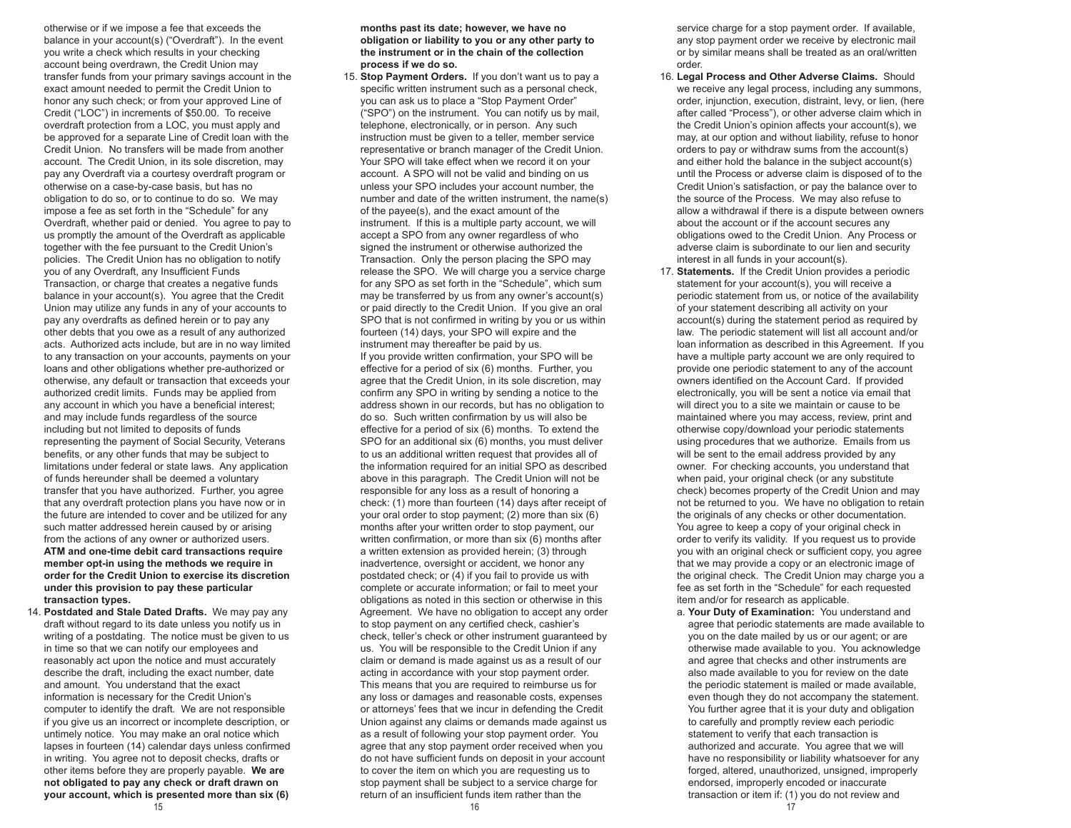otherwise or if we impose a fee that exceeds the balance in your account(s) ("Overdraft"). In the event you write a check which results in your checking account being overdrawn, the Credit Union may transfer funds from your primary savings account in the exact amount needed to permit the Credit Union to honor any such check; or from your approved Line of Credit ("LOC") in increments of $50.00. To receive overdraft protection from a LOC, you must apply and be approved for a separate Line of Credit loan with the Credit Union. No transfers will be made from another account. The Credit Union, in its sole discretion, may pay any Overdraft via a courtesy overdraft program or otherwise on a case-by-case basis, but has no obligation to do so, or to continue to do so. We may impose a fee as set forth in the "Schedule" for any Overdraft, whether paid or denied. You agree to pay to us promptly the amount of the Overdraft as applicable together with the fee pursuant to the Credit Union's policies. The Credit Union has no obligation to notify you of any Overdraft, any Insufficient Funds Transaction, or charge that creates a negative funds balance in your account(s). You agree that the Credit Union may utilize any funds in any of your accounts to pay any overdrafts as defined herein or to pay any other debts that you owe as a result of any authorized acts. Authorized acts include, but are in no way limited to any transaction on your accounts, payments on your loans and other obligations whether pre-authorized or otherwise, any default or transaction that exceeds your authorized credit limits. Funds may be applied from any account in which you have a beneficial interest; and may include funds regardless of the source including but not limited to deposits of funds representing the payment of Social Security, Veterans benefits, or any other funds that may be subject to limitations under federal or state laws. Any application of funds hereunder shall be deemed a voluntary transfer that you have authorized. Further, you agree that any overdraft protection plans you have now or in the future are intended to cover and be utilized for any such matter addressed herein caused by or arising from the actions of any owner or authorized users. **ATM and one-time debit card transactions require member opt-in using the methods we require in order for the Credit Union to exercise its discretion under this provision to pay these particular transaction types.**

14. **Postdated and Stale Dated Drafts.** We may pay any draft without regard to its date unless you notify us in writing of a postdating. The notice must be given to us in time so that we can notify our employees and reasonably act upon the notice and must accurately describe the draft, including the exact number, date and amount. You understand that the exact information is necessary for the Credit Union's computer to identify the draft. We are not responsible if you give us an incorrect or incomplete description, or untimely notice. You may make an oral notice which lapses in fourteen (14) calendar days unless confirmed in writing. You agree not to deposit checks, drafts or other items before they are properly payable. **We are not obligated to pay any check or draft drawn on your account, which is presented more than six (6) months past its date; however, we have no obligation or liability to you or any other party to the instrument or in the chain of the collection process if we do so.**

15. **Stop Payment Orders.** If you don't want us to pay a specific written instrument such as a personal check, you can ask us to place a "Stop Payment Order" ("SPO") on the instrument. You can notify us by mail, telephone, electronically, or in person. Any such instruction must be given to a teller, member service representative or branch manager of the Credit Union. Your SPO will take effect when we record it on your account. A SPO will not be valid and binding on us unless your SPO includes your account number, the number and date of the written instrument, the name(s) of the payee(s), and the exact amount of the instrument. If this is a multiple party account, we will accept a SPO from any owner regardless of who signed the instrument or otherwise authorized the Transaction. Only the person placing the SPO may release the SPO. We will charge you a service charge for any SPO as set forth in the "Schedule", which sum may be transferred by us from any owner's account(s) or paid directly to the Credit Union. If you give an oral SPO that is not confirmed in writing by you or us within fourteen (14) days, your SPO will expire and the instrument may thereafter be paid by us.
If you provide written confirmation, your SPO will be effective for a period of six (6) months. Further, you agree that the Credit Union, in its sole discretion, may confirm any SPO in writing by sending a notice to the address shown in our records, but has no obligation to do so. Such written confirmation by us will also be effective for a period of six (6) months. To extend the SPO for an additional six (6) months, you must deliver to us an additional written request that provides all of the information required for an initial SPO as described above in this paragraph. The Credit Union will not be responsible for any loss as a result of honoring a check: (1) more than fourteen (14) days after receipt of your oral order to stop payment; (2) more than six (6) months after your written order to stop payment, our written confirmation, or more than six (6) months after a written extension as provided herein; (3) through inadvertence, oversight or accident, we honor any postdated check; or (4) if you fail to provide us with complete or accurate information; or fail to meet your obligations as noted in this section or otherwise in this Agreement. We have no obligation to accept any order to stop payment on any certified check, cashier's check, teller's check or other instrument guaranteed by us. You will be responsible to the Credit Union if any claim or demand is made against us as a result of our acting in accordance with your stop payment order. This means that you are required to reimburse us for any loss or damages and reasonable costs, expenses or attorneys' fees that we incur in defending the Credit Union against any claims or demands made against us as a result of following your stop payment order. You agree that any stop payment order received when you do not have sufficient funds on deposit in your account to cover the item on which you are requesting us to stop payment shall be subject to a service charge for return of an insufficient funds item rather than the service charge for a stop payment order. If available, any stop payment order we receive by electronic mail or by similar means shall be treated as an oral/written order.

16. **Legal Process and Other Adverse Claims.** Should we receive any legal process, including any summons, order, injunction, execution, distraint, levy, or lien, (here after called "Process"), or other adverse claim which in the Credit Union's opinion affects your account(s), we may, at our option and without liability, refuse to honor orders to pay or withdraw sums from the account(s) and either hold the balance in the subject account(s) until the Process or adverse claim is disposed of to the Credit Union's satisfaction, or pay the balance over to the source of the Process. We may also refuse to allow a withdrawal if there is a dispute between owners about the account or if the account secures any obligations owed to the Credit Union. Any Process or adverse claim is subordinate to our lien and security interest in all funds in your account(s).

17. **Statements.** If the Credit Union provides a periodic statement for your account(s), you will receive a periodic statement from us, or notice of the availability of your statement describing all activity on your account(s) during the statement period as required by law. The periodic statement will list all account and/or loan information as described in this Agreement. If you have a multiple party account we are only required to provide one periodic statement to any of the account owners identified on the Account Card. If provided electronically, you will be sent a notice via email that will direct you to a site we maintain or cause to be maintained where you may access, review, print and otherwise copy/download your periodic statements using procedures that we authorize. Emails from us will be sent to the email address provided by any owner. For checking accounts, you understand that when paid, your original check (or any substitute check) becomes property of the Credit Union and may not be returned to you. We have no obligation to retain the originals of any checks or other documentation. You agree to keep a copy of your original check in order to verify its validity. If you request us to provide you with an original check or sufficient copy, you agree that we may provide a copy or an electronic image of the original check. The Credit Union may charge you a fee as set forth in the "Schedule" for each requested item and/or for research as applicable.

    a. **Your Duty of Examination:** You understand and agree that periodic statements are made available to you on the date mailed by us or our agent; or are otherwise made available to you. You acknowledge and agree that checks and other instruments are also made available to you for review on the date the periodic statement is mailed or made available, even though they do not accompany the statement. You further agree that it is your duty and obligation to carefully and promptly review each periodic statement to verify that each transaction is authorized and accurate. You agree that we will have no responsibility or liability whatsoever for any forged, altered, unauthorized, unsigned, improperly endorsed, improperly encoded or inaccurate transaction or item if: (1) you do not review and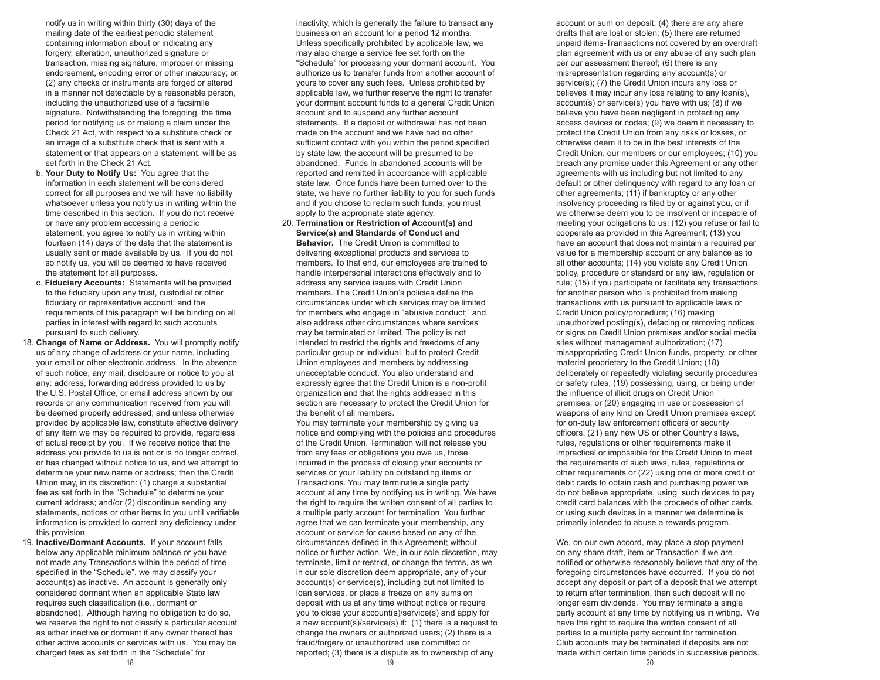notify us in writing within thirty (30) days of the mailing date of the earliest periodic statement containing information about or indicating any forgery, alteration, unauthorized signature or transaction, missing signature, improper or missing endorsement, encoding error or other inaccuracy; or (2) any checks or instruments are forged or altered in a manner not detectable by a reasonable person, including the unauthorized use of a facsimile signature. Notwithstanding the foregoing, the time period for notifying us or making a claim under the Check 21 Act, with respect to a substitute check or an image of a substitute check that is sent with a statement or that appears on a statement, will be as set forth in the Check 21 Act.

b. **Your Duty to Notify Us:** You agree that the information in each statement will be considered correct for all purposes and we will have no liability whatsoever unless you notify us in writing within the time described in this section. If you do not receive or have any problem accessing a periodic statement, you agree to notify us in writing within fourteen (14) days of the date that the statement is usually sent or made available by us. If you do not so notify us, you will be deemed to have received the statement for all purposes.

c. **Fiduciary Accounts:** Statements will be provided to the fiduciary upon any trust, custodial or other fiduciary or representative account; and the requirements of this paragraph will be binding on all parties in interest with regard to such accounts pursuant to such delivery.

18. **Change of Name or Address.** You will promptly notify us of any change of address or your name, including your email or other electronic address. In the absence of such notice, any mail, disclosure or notice to you at any: address, forwarding address provided to us by the U.S. Postal Office, or email address shown by our records or any communication received from you will be deemed properly addressed; and unless otherwise provided by applicable law, constitute effective delivery of any item we may be required to provide, regardless of actual receipt by you. If we receive notice that the address you provide to us is not or is no longer correct, or has changed without notice to us, and we attempt to determine your new name or address; then the Credit Union may, in its discretion: (1) charge a substantial fee as set forth in the "Schedule" to determine your current address; and/or (2) discontinue sending any statements, notices or other items to you until verifiable information is provided to correct any deficiency under this provision.

19. **Inactive/Dormant Accounts.** If your account falls below any applicable minimum balance or you have not made any Transactions within the period of time specified in the "Schedule", we may classify your account(s) as inactive. An account is generally only considered dormant when an applicable State law requires such classification (i.e., dormant or abandoned). Although having no obligation to do so, we reserve the right to not classify a particular account as either inactive or dormant if any owner thereof has other active accounts or services with us. You may be charged fees as set forth in the "Schedule" for inactivity, which is generally the failure to transact any business on an account for a period 12 months. Unless specifically prohibited by applicable law, we may also charge a service fee set forth on the "Schedule" for processing your dormant account. You authorize us to transfer funds from another account of yours to cover any such fees. Unless prohibited by applicable law, we further reserve the right to transfer your dormant account funds to a general Credit Union account and to suspend any further account statements. If a deposit or withdrawal has not been made on the account and we have had no other sufficient contact with you within the period specified by state law, the account will be presumed to be abandoned. Funds in abandoned accounts will be reported and remitted in accordance with applicable state law. Once funds have been turned over to the state, we have no further liability to you for such funds and if you choose to reclaim such funds, you must apply to the appropriate state agency.

20. **Termination or Restriction of Account(s) and Service(s) and Standards of Conduct and Behavior.** The Credit Union is committed to delivering exceptional products and services to members. To that end, our employees are trained to handle interpersonal interactions effectively and to address any service issues with Credit Union members. The Credit Union's policies define the circumstances under which services may be limited for members who engage in "abusive conduct;" and also address other circumstances where services may be terminated or limited. The policy is not intended to restrict the rights and freedoms of any particular group or individual, but to protect Credit Union employees and members by addressing unacceptable conduct. You also understand and expressly agree that the Credit Union is a non-profit organization and that the rights addressed in this section are necessary to protect the Credit Union for the benefit of all members.

You may terminate your membership by giving us notice and complying with the policies and procedures of the Credit Union. Termination will not release you from any fees or obligations you owe us, those incurred in the process of closing your accounts or services or your liability on outstanding items or Transactions. You may terminate a single party account at any time by notifying us in writing. We have the right to require the written consent of all parties to a multiple party account for termination. You further agree that we can terminate your membership, any account or service for cause based on any of the circumstances defined in this Agreement; without notice or further action. We, in our sole discretion, may terminate, limit or restrict, or change the terms, as we in our sole discretion deem appropriate, any of your account(s) or service(s), including but not limited to loan services, or place a freeze on any sums on deposit with us at any time without notice or require you to close your account(s)/service(s) and apply for a new account(s)/service(s) if: (1) there is a request to change the owners or authorized users; (2) there is a fraud/forgery or unauthorized use committed or reported; (3) there is a dispute as to ownership of any account or sum on deposit; (4) there are any share drafts that are lost or stolen; (5) there are returned unpaid items-Transactions not covered by an overdraft plan agreement with us or any abuse of any such plan per our assessment thereof; (6) there is any misrepresentation regarding any account(s) or service(s); (7) the Credit Union incurs any loss or believes it may incur any loss relating to any loan(s), account(s) or service(s) you have with us; (8) if we believe you have been negligent in protecting any access devices or codes; (9) we deem it necessary to protect the Credit Union from any risks or losses, or otherwise deem it to be in the best interests of the Credit Union, our members or our employees; (10) you breach any promise under this Agreement or any other agreements with us including but not limited to any default or other delinquency with regard to any loan or other agreements; (11) if bankruptcy or any other insolvency proceeding is filed by or against you, or if we otherwise deem you to be insolvent or incapable of meeting your obligations to us; (12) you refuse or fail to cooperate as provided in this Agreement; (13) you have an account that does not maintain a required par value for a membership account or any balance as to all other accounts; (14) you violate any Credit Union policy, procedure or standard or any law, regulation or rule; (15) if you participate or facilitate any transactions for another person who is prohibited from making transactions with us pursuant to applicable laws or Credit Union policy/procedure; (16) making unauthorized posting(s), defacing or removing notices or signs on Credit Union premises and/or social media sites without management authorization; (17) misappropriating Credit Union funds, property, or other material proprietary to the Credit Union; (18) deliberately or repeatedly violating security procedures or safety rules; (19) possessing, using, or being under the influence of illicit drugs on Credit Union premises; or (20) engaging in use or possession of weapons of any kind on Credit Union premises except for on-duty law enforcement officers or security officers. (21) any new US or other Country's laws, rules, regulations or other requirements make it impractical or impossible for the Credit Union to meet the requirements of such laws, rules, regulations or other requirements or (22) using one or more credit or debit cards to obtain cash and purchasing power we do not believe appropriate, using such devices to pay credit card balances with the proceeds of other cards, or using such devices in a manner we determine is primarily intended to abuse a rewards program.

We, on our own accord, may place a stop payment on any share draft, item or Transaction if we are notified or otherwise reasonably believe that any of the foregoing circumstances have occurred. If you do not accept any deposit or part of a deposit that we attempt to return after termination, then such deposit will no longer earn dividends. You may terminate a single party account at any time by notifying us in writing. We have the right to require the written consent of all parties to a multiple party account for termination. Club accounts may be terminated if deposits are not made within certain time periods in successive periods.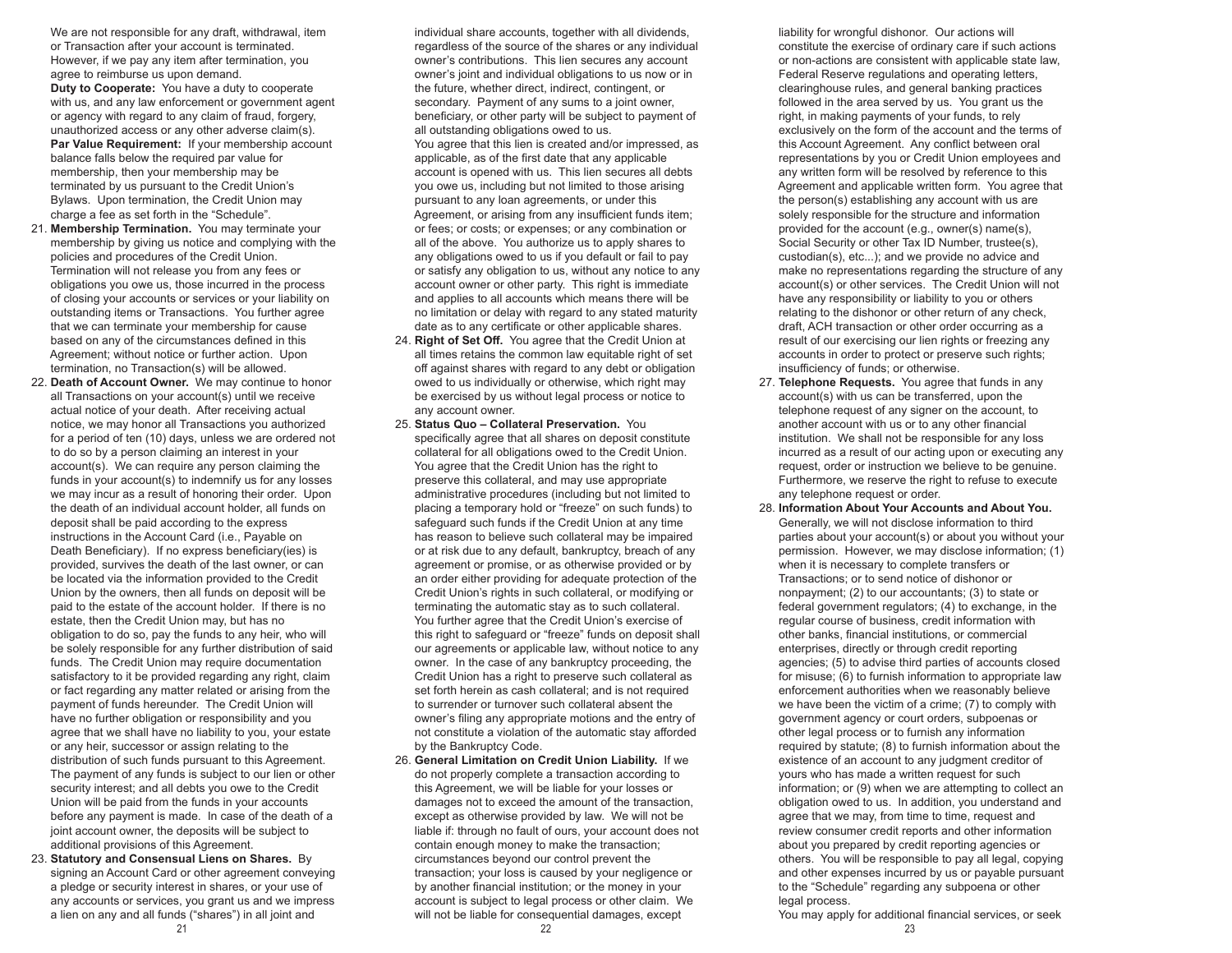We are not responsible for any draft, withdrawal, item or Transaction after your account is terminated. However, if we pay any item after termination, you agree to reimburse us upon demand.

**Duty to Cooperate:** You have a duty to cooperate with us, and any law enforcement or government agent or agency with regard to any claim of fraud, forgery, unauthorized access or any other adverse claim(s).

**Par Value Requirement:** If your membership account balance falls below the required par value for membership, then your membership may be terminated by us pursuant to the Credit Union's Bylaws. Upon termination, the Credit Union may charge a fee as set forth in the "Schedule".

21. **Membership Termination.** You may terminate your membership by giving us notice and complying with the policies and procedures of the Credit Union. Termination will not release you from any fees or obligations you owe us, those incurred in the process of closing your accounts or services or your liability on outstanding items or Transactions. You further agree that we can terminate your membership for cause based on any of the circumstances defined in this Agreement; without notice or further action. Upon termination, no Transaction(s) will be allowed.

22. **Death of Account Owner.** We may continue to honor all Transactions on your account(s) until we receive actual notice of your death. After receiving actual notice, we may honor all Transactions you authorized for a period of ten (10) days, unless we are ordered not to do so by a person claiming an interest in your account(s). We can require any person claiming the funds in your account(s) to indemnify us for any losses we may incur as a result of honoring their order. Upon the death of an individual account holder, all funds on deposit shall be paid according to the express instructions in the Account Card (i.e., Payable on Death Beneficiary). If no express beneficiary(ies) is provided, survives the death of the last owner, or can be located via the information provided to the Credit Union by the owners, then all funds on deposit will be paid to the estate of the account holder. If there is no estate, then the Credit Union may, but has no obligation to do so, pay the funds to any heir, who will be solely responsible for any further distribution of said funds. The Credit Union may require documentation satisfactory to it be provided regarding any right, claim or fact regarding any matter related or arising from the payment of funds hereunder. The Credit Union will have no further obligation or responsibility and you agree that we shall have no liability to you, your estate or any heir, successor or assign relating to the distribution of such funds pursuant to this Agreement. The payment of any funds is subject to our lien or other security interest; and all debts you owe to the Credit Union will be paid from the funds in your accounts before any payment is made. In case of the death of a joint account owner, the deposits will be subject to additional provisions of this Agreement.

23. **Statutory and Consensual Liens on Shares.** By signing an Account Card or other agreement conveying a pledge or security interest in shares, or your use of any accounts or services, you grant us and we impress a lien on any and all funds ("shares") in all joint and individual share accounts, together with all dividends, regardless of the source of the shares or any individual owner's contributions. This lien secures any account owner's joint and individual obligations to us now or in the future, whether direct, indirect, contingent, or secondary. Payment of any sums to a joint owner, beneficiary, or other party will be subject to payment of all outstanding obligations owed to us.
You agree that this lien is created and/or impressed, as applicable, as of the first date that any applicable account is opened with us. This lien secures all debts you owe us, including but not limited to those arising pursuant to any loan agreements, or under this Agreement, or arising from any insufficient funds item; or fees; or costs; or expenses; or any combination or all of the above. You authorize us to apply shares to any obligations owed to us if you default or fail to pay or satisfy any obligation to us, without any notice to any account owner or other party. This right is immediate and applies to all accounts which means there will be no limitation or delay with regard to any stated maturity date as to any certificate or other applicable shares.

24. **Right of Set Off.** You agree that the Credit Union at all times retains the common law equitable right of set off against shares with regard to any debt or obligation owed to us individually or otherwise, which right may be exercised by us without legal process or notice to any account owner.

25. **Status Quo – Collateral Preservation.** You specifically agree that all shares on deposit constitute collateral for all obligations owed to the Credit Union. You agree that the Credit Union has the right to preserve this collateral, and may use appropriate administrative procedures (including but not limited to placing a temporary hold or "freeze" on such funds) to safeguard such funds if the Credit Union at any time has reason to believe such collateral may be impaired or at risk due to any default, bankruptcy, breach of any agreement or promise, or as otherwise provided or by an order either providing for adequate protection of the Credit Union's rights in such collateral, or modifying or terminating the automatic stay as to such collateral. You further agree that the Credit Union's exercise of this right to safeguard or "freeze" funds on deposit shall our agreements or applicable law, without notice to any owner. In the case of any bankruptcy proceeding, the Credit Union has a right to preserve such collateral as set forth herein as cash collateral; and is not required to surrender or turnover such collateral absent the owner's filing any appropriate motions and the entry of not constitute a violation of the automatic stay afforded by the Bankruptcy Code.

26. **General Limitation on Credit Union Liability.** If we do not properly complete a transaction according to this Agreement, we will be liable for your losses or damages not to exceed the amount of the transaction, except as otherwise provided by law. We will not be liable if: through no fault of ours, your account does not contain enough money to make the transaction; circumstances beyond our control prevent the transaction; your loss is caused by your negligence or by another financial institution; or the money in your account is subject to legal process or other claim. We will not be liable for consequential damages, except liability for wrongful dishonor. Our actions will constitute the exercise of ordinary care if such actions or non-actions are consistent with applicable state law, Federal Reserve regulations and operating letters, clearinghouse rules, and general banking practices followed in the area served by us. You grant us the right, in making payments of your funds, to rely exclusively on the form of the account and the terms of this Account Agreement. Any conflict between oral representations by you or Credit Union employees and any written form will be resolved by reference to this Agreement and applicable written form. You agree that the person(s) establishing any account with us are solely responsible for the structure and information provided for the account (e.g., owner(s) name(s), Social Security or other Tax ID Number, trustee(s), custodian(s), etc...); and we provide no advice and make no representations regarding the structure of any account(s) or other services. The Credit Union will not have any responsibility or liability to you or others relating to the dishonor or other return of any check, draft, ACH transaction or other order occurring as a result of our exercising our lien rights or freezing any accounts in order to protect or preserve such rights; insufficiency of funds; or otherwise.

27. **Telephone Requests.** You agree that funds in any account(s) with us can be transferred, upon the telephone request of any signer on the account, to another account with us or to any other financial institution. We shall not be responsible for any loss incurred as a result of our acting upon or executing any request, order or instruction we believe to be genuine. Furthermore, we reserve the right to refuse to execute any telephone request or order.

28. **Information About Your Accounts and About You.** Generally, we will not disclose information to third parties about your account(s) or about you without your permission. However, we may disclose information; (1) when it is necessary to complete transfers or Transactions; or to send notice of dishonor or nonpayment; (2) to our accountants; (3) to state or federal government regulators; (4) to exchange, in the regular course of business, credit information with other banks, financial institutions, or commercial enterprises, directly or through credit reporting agencies; (5) to advise third parties of accounts closed for misuse; (6) to furnish information to appropriate law enforcement authorities when we reasonably believe we have been the victim of a crime; (7) to comply with government agency or court orders, subpoenas or other legal process or to furnish any information required by statute; (8) to furnish information about the existence of an account to any judgment creditor of yours who has made a written request for such information; or (9) when we are attempting to collect an obligation owed to us. In addition, you understand and agree that we may, from time to time, request and review consumer credit reports and other information about you prepared by credit reporting agencies or others. You will be responsible to pay all legal, copying and other expenses incurred by us or payable pursuant to the "Schedule" regarding any subpoena or other legal process.
You may apply for additional financial services, or seek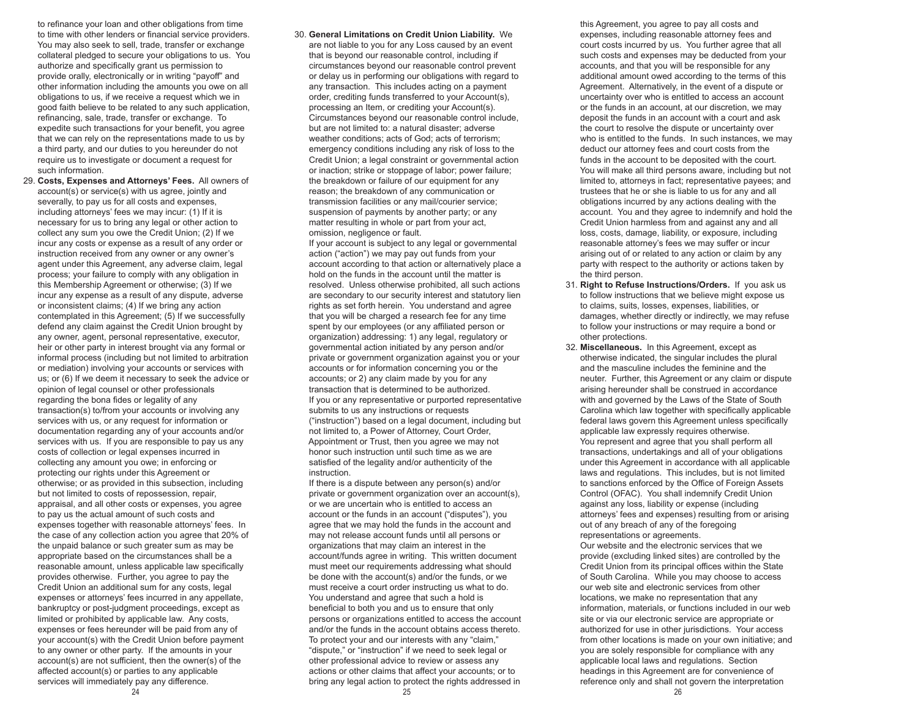to refinance your loan and other obligations from time to time with other lenders or financial service providers. You may also seek to sell, trade, transfer or exchange collateral pledged to secure your obligations to us. You authorize and specifically grant us permission to provide orally, electronically or in writing "payoff" and other information including the amounts you owe on all obligations to us, if we receive a request which we in good faith believe to be related to any such application, refinancing, sale, trade, transfer or exchange. To expedite such transactions for your benefit, you agree that we can rely on the representations made to us by a third party, and our duties to you hereunder do not require us to investigate or document a request for such information.

29. **Costs, Expenses and Attorneys' Fees.** All owners of account(s) or service(s) with us agree, jointly and severally, to pay us for all costs and expenses, including attorneys' fees we may incur: (1) If it is necessary for us to bring any legal or other action to collect any sum you owe the Credit Union; (2) If we incur any costs or expense as a result of any order or instruction received from any owner or any owner's agent under this Agreement, any adverse claim, legal process; your failure to comply with any obligation in this Membership Agreement or otherwise; (3) If we incur any expense as a result of any dispute, adverse or inconsistent claims; (4) If we bring any action contemplated in this Agreement; (5) If we successfully defend any claim against the Credit Union brought by any owner, agent, personal representative, executor, heir or other party in interest brought via any formal or informal process (including but not limited to arbitration or mediation) involving your accounts or services with us; or (6) If we deem it necessary to seek the advice or opinion of legal counsel or other professionals regarding the bona fides or legality of any transaction(s) to/from your accounts or involving any services with us, or any request for information or documentation regarding any of your accounts and/or services with us. If you are responsible to pay us any costs of collection or legal expenses incurred in collecting any amount you owe; in enforcing or protecting our rights under this Agreement or otherwise; or as provided in this subsection, including but not limited to costs of repossession, repair, appraisal, and all other costs or expenses, you agree to pay us the actual amount of such costs and expenses together with reasonable attorneys' fees. In the case of any collection action you agree that 20% of the unpaid balance or such greater sum as may be appropriate based on the circumstances shall be a reasonable amount, unless applicable law specifically provides otherwise. Further, you agree to pay the Credit Union an additional sum for any costs, legal expenses or attorneys' fees incurred in any appellate, bankruptcy or post-judgment proceedings, except as limited or prohibited by applicable law. Any costs, expenses or fees hereunder will be paid from any of your account(s) with the Credit Union before payment to any owner or other party. If the amounts in your account(s) are not sufficient, then the owner(s) of the affected account(s) or parties to any applicable services will immediately pay any difference.

30. **General Limitations on Credit Union Liability.** We are not liable to you for any Loss caused by an event that is beyond our reasonable control, including if circumstances beyond our reasonable control prevent or delay us in performing our obligations with regard to any transaction. This includes acting on a payment order, crediting funds transferred to your Account(s), processing an Item, or crediting your Account(s). Circumstances beyond our reasonable control include, but are not limited to: a natural disaster; adverse weather conditions; acts of God; acts of terrorism; emergency conditions including any risk of loss to the Credit Union; a legal constraint or governmental action or inaction; strike or stoppage of labor; power failure; the breakdown or failure of our equipment for any reason; the breakdown of any communication or transmission facilities or any mail/courier service; suspension of payments by another party; or any matter resulting in whole or part from your act, omission, negligence or fault.
If your account is subject to any legal or governmental action ("action") we may pay out funds from your account according to that action or alternatively place a hold on the funds in the account until the matter is resolved. Unless otherwise prohibited, all such actions are secondary to our security interest and statutory lien rights as set forth herein. You understand and agree that you will be charged a research fee for any time spent by our employees (or any affiliated person or organization) addressing: 1) any legal, regulatory or governmental action initiated by any person and/or private or government organization against you or your accounts or for information concerning you or the accounts; or 2) any claim made by you for any transaction that is determined to be authorized.
If you or any representative or purported representative submits to us any instructions or requests ("instruction") based on a legal document, including but not limited to, a Power of Attorney, Court Order, Appointment or Trust, then you agree we may not honor such instruction until such time as we are satisfied of the legality and/or authenticity of the instruction.
If there is a dispute between any person(s) and/or private or government organization over an account(s), or we are uncertain who is entitled to access an account or the funds in an account ("disputes"), you agree that we may hold the funds in the account and may not release account funds until all persons or organizations that may claim an interest in the account/funds agree in writing. This written document must meet our requirements addressing what should be done with the account(s) and/or the funds, or we must receive a court order instructing us what to do. You understand and agree that such a hold is beneficial to both you and us to ensure that only persons or organizations entitled to access the account and/or the funds in the account obtains access thereto. To protect your and our interests with any "claim," "dispute," or "instruction" if we need to seek legal or other professional advice to review or assess any actions or other claims that affect your accounts; or to bring any legal action to protect the rights addressed in this Agreement, you agree to pay all costs and expenses, including reasonable attorney fees and court costs incurred by us. You further agree that all such costs and expenses may be deducted from your accounts, and that you will be responsible for any additional amount owed according to the terms of this Agreement. Alternatively, in the event of a dispute or uncertainty over who is entitled to access an account or the funds in an account, at our discretion, we may deposit the funds in an account with a court and ask the court to resolve the dispute or uncertainty over who is entitled to the funds. In such instances, we may deduct our attorney fees and court costs from the funds in the account to be deposited with the court.
You will make all third persons aware, including but not limited to, attorneys in fact; representative payees; and trustees that he or she is liable to us for any and all obligations incurred by any actions dealing with the account. You and they agree to indemnify and hold the Credit Union harmless from and against any and all loss, costs, damage, liability, or exposure, including reasonable attorney's fees we may suffer or incur arising out of or related to any action or claim by any party with respect to the authority or actions taken by the third person.

31. **Right to Refuse Instructions/Orders.** If you ask us to follow instructions that we believe might expose us to claims, suits, losses, expenses, liabilities, or damages, whether directly or indirectly, we may refuse to follow your instructions or may require a bond or other protections.

32. **Miscellaneous.** In this Agreement, except as otherwise indicated, the singular includes the plural and the masculine includes the feminine and the neuter. Further, this Agreement or any claim or dispute arising hereunder shall be construed in accordance with and governed by the Laws of the State of South Carolina which law together with specifically applicable federal laws govern this Agreement unless specifically applicable law expressly requires otherwise.
You represent and agree that you shall perform all transactions, undertakings and all of your obligations under this Agreement in accordance with all applicable laws and regulations. This includes, but is not limited to sanctions enforced by the Office of Foreign Assets Control (OFAC). You shall indemnify Credit Union against any loss, liability or expense (including attorneys' fees and expenses) resulting from or arising out of any breach of any of the foregoing representations or agreements.
Our website and the electronic services that we provide (excluding linked sites) are controlled by the Credit Union from its principal offices within the State of South Carolina. While you may choose to access our web site and electronic services from other locations, we make no representation that any information, materials, or functions included in our web site or via our electronic service are appropriate or authorized for use in other jurisdictions. Your access from other locations is made on your own initiative; and you are solely responsible for compliance with any applicable local laws and regulations. Section headings in this Agreement are for convenience of reference only and shall not govern the interpretation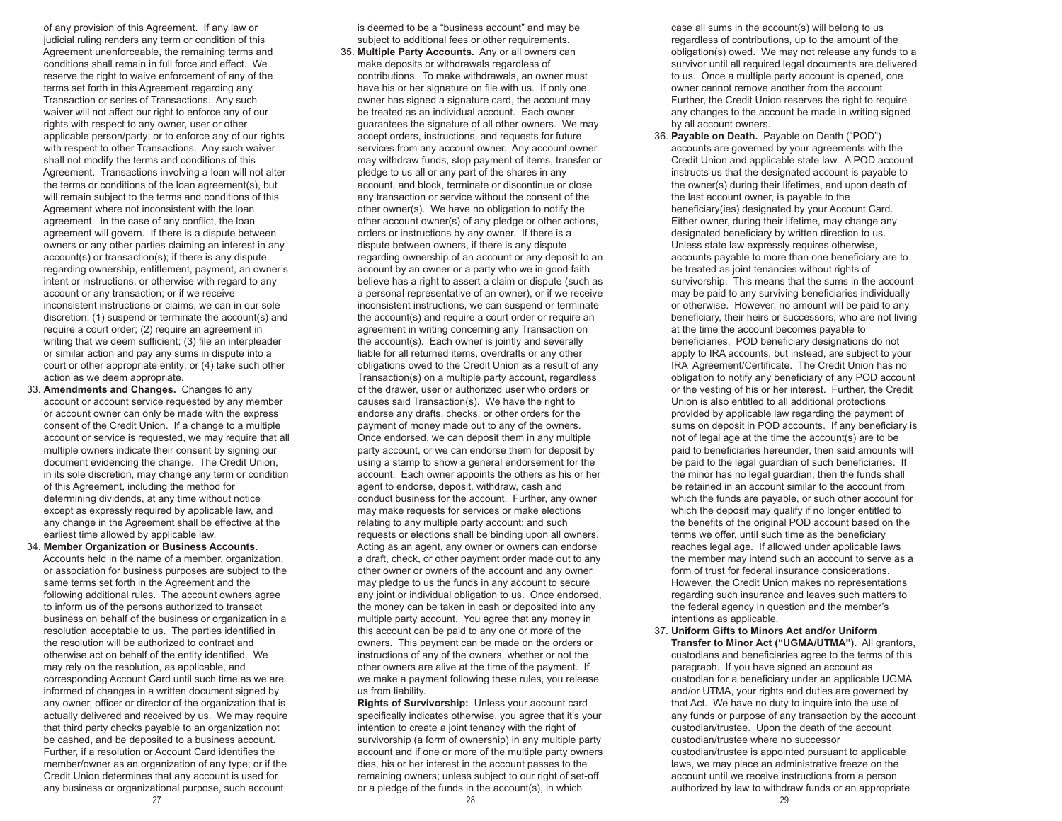of any provision of this Agreement. If any law or judicial ruling renders any term or condition of this Agreement unenforceable, the remaining terms and conditions shall remain in full force and effect. We reserve the right to waive enforcement of any of the terms set forth in this Agreement regarding any Transaction or series of Transactions. Any such waiver will not affect our right to enforce any of our rights with respect to any owner, user or other applicable person/party; or to enforce any of our rights with respect to other Transactions. Any such waiver shall not modify the terms and conditions of this Agreement. Transactions involving a loan will not alter the terms or conditions of the loan agreement(s), but will remain subject to the terms and conditions of this Agreement where not inconsistent with the loan agreement. In the case of any conflict, the loan agreement will govern. If there is a dispute between owners or any other parties claiming an interest in any account(s) or transaction(s); if there is any dispute regarding ownership, entitlement, payment, an owner's intent or instructions, or otherwise with regard to any account or any transaction; or if we receive inconsistent instructions or claims, we can in our sole discretion: (1) suspend or terminate the account(s) and require a court order; (2) require an agreement in writing that we deem sufficient; (3) file an interpleader or similar action and pay any sums in dispute into a court or other appropriate entity; or (4) take such other action as we deem appropriate.

33. **Amendments and Changes.** Changes to any account or account service requested by any member or account owner can only be made with the express consent of the Credit Union. If a change to a multiple account or service is requested, we may require that all multiple owners indicate their consent by signing our document evidencing the change. The Credit Union, in its sole discretion, may change any term or condition of this Agreement, including the method for determining dividends, at any time without notice except as expressly required by applicable law, and any change in the Agreement shall be effective at the earliest time allowed by applicable law.

34. **Member Organization or Business Accounts.** Accounts held in the name of a member, organization, or association for business purposes are subject to the same terms set forth in the Agreement and the following additional rules. The account owners agree to inform us of the persons authorized to transact business on behalf of the business or organization in a resolution acceptable to us. The parties identified in the resolution will be authorized to contract and otherwise act on behalf of the entity identified. We may rely on the resolution, as applicable, and corresponding Account Card until such time as we are informed of changes in a written document signed by any owner, officer or director of the organization that is actually delivered and received by us. We may require that third party checks payable to an organization not be cashed, and be deposited to a business account. Further, if a resolution or Account Card identifies the member/owner as an organization of any type; or if the Credit Union determines that any account is used for any business or organizational purpose, such account is deemed to be a "business account" and may be subject to additional fees or other requirements.

35. **Multiple Party Accounts.** Any or all owners can make deposits or withdrawals regardless of contributions. To make withdrawals, an owner must have his or her signature on file with us. If only one owner has signed a signature card, the account may be treated as an individual account. Each owner guarantees the signature of all other owners. We may accept orders, instructions, and requests for future services from any account owner. Any account owner may withdraw funds, stop payment of items, transfer or pledge to us all or any part of the shares in any account, and block, terminate or discontinue or close any transaction or service without the consent of the other owner(s). We have no obligation to notify the other account owner(s) of any pledge or other actions, orders or instructions by any owner. If there is a dispute between owners, if there is any dispute regarding ownership of an account or any deposit to an account by an owner or a party who we in good faith believe has a right to assert a claim or dispute (such as a personal representative of an owner), or if we receive inconsistent instructions, we can suspend or terminate the account(s) and require a court order or require an agreement in writing concerning any Transaction on the account(s). Each owner is jointly and severally liable for all returned items, overdrafts or any other obligations owed to the Credit Union as a result of any Transaction(s) on a multiple party account, regardless of the drawer, user or authorized user who orders or causes said Transaction(s). We have the right to endorse any drafts, checks, or other orders for the payment of money made out to any of the owners. Once endorsed, we can deposit them in any multiple party account, or we can endorse them for deposit by using a stamp to show a general endorsement for the account. Each owner appoints the others as his or her agent to endorse, deposit, withdraw, cash and conduct business for the account. Further, any owner may make requests for services or make elections relating to any multiple party account; and such requests or elections shall be binding upon all owners. Acting as an agent, any owner or owners can endorse a draft, check, or other payment order made out to any other owner or owners of the account and any owner may pledge to us the funds in any account to secure any joint or individual obligation to us. Once endorsed, the money can be taken in cash or deposited into any multiple party account. You agree that any money in this account can be paid to any one or more of the owners. This payment can be made on the orders or instructions of any of the owners, whether or not the other owners are alive at the time of the payment. If we make a payment following these rules, you release us from liability.

**Rights of Survivorship:** Unless your account card specifically indicates otherwise, you agree that it's your intention to create a joint tenancy with the right of survivorship (a form of ownership) in any multiple party account and if one or more of the multiple party owners dies, his or her interest in the account passes to the remaining owners; unless subject to our right of set-off or a pledge of the funds in the account(s), in which case all sums in the account(s) will belong to us regardless of contributions, up to the amount of the obligation(s) owed. We may not release any funds to a survivor until all required legal documents are delivered to us. Once a multiple party account is opened, one owner cannot remove another from the account. Further, the Credit Union reserves the right to require any changes to the account be made in writing signed by all account owners.

36. **Payable on Death.** Payable on Death ("POD") accounts are governed by your agreements with the Credit Union and applicable state law. A POD account instructs us that the designated account is payable to the owner(s) during their lifetimes, and upon death of the last account owner, is payable to the beneficiary(ies) designated by your Account Card. Either owner, during their lifetime, may change any designated beneficiary by written direction to us. Unless state law expressly requires otherwise, accounts payable to more than one beneficiary are to be treated as joint tenancies without rights of survivorship. This means that the sums in the account may be paid to any surviving beneficiaries individually or otherwise. However, no amount will be paid to any beneficiary, their heirs or successors, who are not living at the time the account becomes payable to beneficiaries. POD beneficiary designations do not apply to IRA accounts, but instead, are subject to your IRA Agreement/Certificate. The Credit Union has no obligation to notify any beneficiary of any POD account or the vesting of his or her interest. Further, the Credit Union is also entitled to all additional protections provided by applicable law regarding the payment of sums on deposit in POD accounts. If any beneficiary is not of legal age at the time the account(s) are to be paid to beneficiaries hereunder, then said amounts will be paid to the legal guardian of such beneficiaries. If the minor has no legal guardian, then the funds shall be retained in an account similar to the account from which the funds are payable, or such other account for which the deposit may qualify if no longer entitled to the benefits of the original POD account based on the terms we offer, until such time as the beneficiary reaches legal age. If allowed under applicable laws the member may intend such an account to serve as a form of trust for federal insurance considerations. However, the Credit Union makes no representations regarding such insurance and leaves such matters to the federal agency in question and the member's intentions as applicable.

37. **Uniform Gifts to Minors Act and/or Uniform Transfer to Minor Act ("UGMA/UTMA").** All grantors, custodians and beneficiaries agree to the terms of this paragraph. If you have signed an account as custodian for a beneficiary under an applicable UGMA and/or UTMA, your rights and duties are governed by that Act. We have no duty to inquire into the use of any funds or purpose of any transaction by the account custodian/trustee. Upon the death of the account custodian/trustee where no successor custodian/trustee is appointed pursuant to applicable laws, we may place an administrative freeze on the account until we receive instructions from a person authorized by law to withdraw funds or an appropriate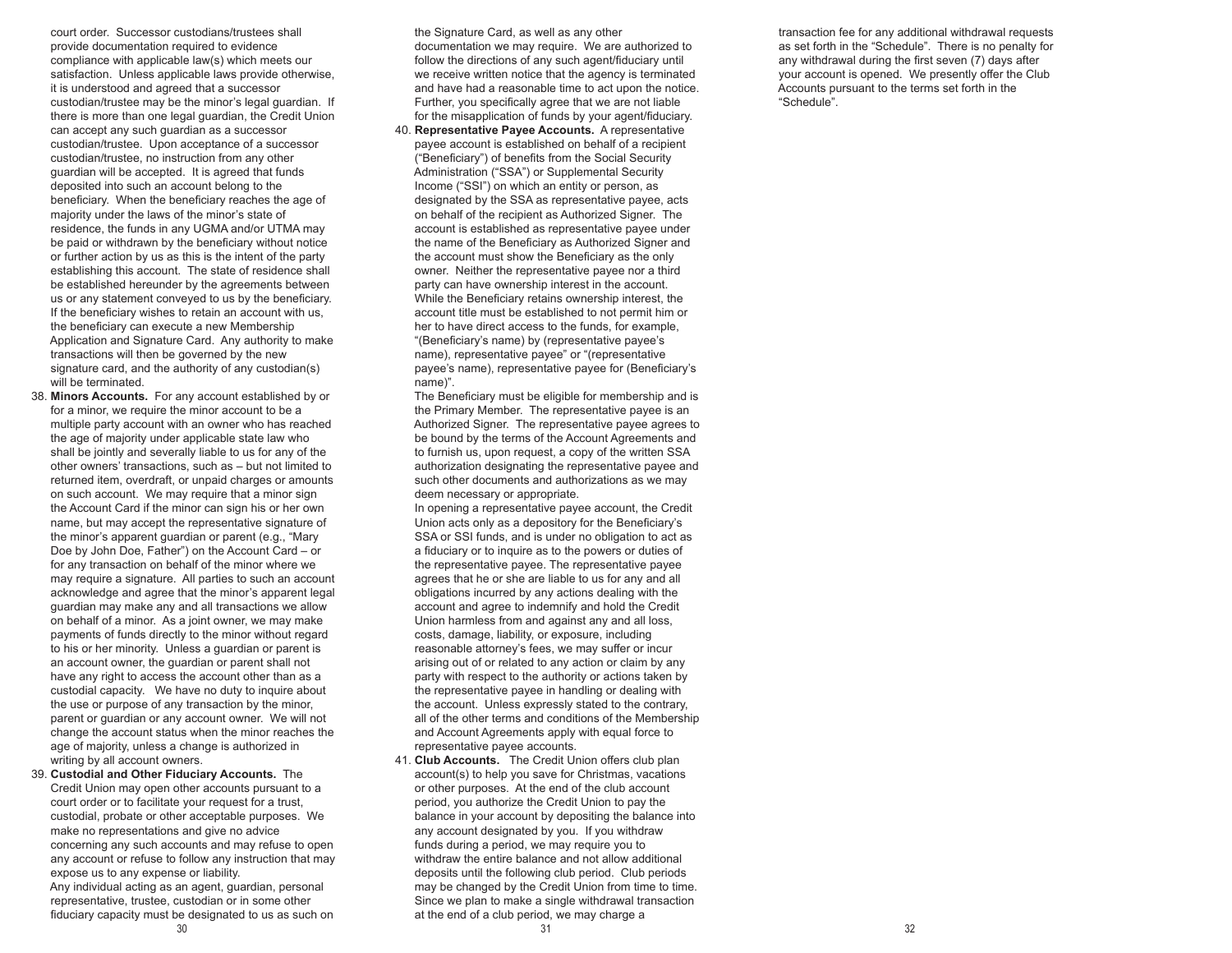court order. Successor custodians/trustees shall provide documentation required to evidence compliance with applicable law(s) which meets our satisfaction. Unless applicable laws provide otherwise, it is understood and agreed that a successor custodian/trustee may be the minor's legal guardian. If there is more than one legal guardian, the Credit Union can accept any such guardian as a successor custodian/trustee. Upon acceptance of a successor custodian/trustee, no instruction from any other guardian will be accepted. It is agreed that funds deposited into such an account belong to the beneficiary. When the beneficiary reaches the age of majority under the laws of the minor's state of residence, the funds in any UGMA and/or UTMA may be paid or withdrawn by the beneficiary without notice or further action by us as this is the intent of the party establishing this account. The state of residence shall be established hereunder by the agreements between us or any statement conveyed to us by the beneficiary. If the beneficiary wishes to retain an account with us, the beneficiary can execute a new Membership Application and Signature Card. Any authority to make transactions will then be governed by the new signature card, and the authority of any custodian(s) will be terminated.

38. **Minors Accounts.** For any account established by or for a minor, we require the minor account to be a multiple party account with an owner who has reached the age of majority under applicable state law who shall be jointly and severally liable to us for any of the other owners' transactions, such as – but not limited to returned item, overdraft, or unpaid charges or amounts on such account. We may require that a minor sign the Account Card if the minor can sign his or her own name, but may accept the representative signature of the minor's apparent guardian or parent (e.g., "Mary Doe by John Doe, Father") on the Account Card – or for any transaction on behalf of the minor where we may require a signature. All parties to such an account acknowledge and agree that the minor's apparent legal guardian may make any and all transactions we allow on behalf of a minor. As a joint owner, we may make payments of funds directly to the minor without regard to his or her minority. Unless a guardian or parent is an account owner, the guardian or parent shall not have any right to access the account other than as a custodial capacity. We have no duty to inquire about the use or purpose of any transaction by the minor, parent or guardian or any account owner. We will not change the account status when the minor reaches the age of majority, unless a change is authorized in writing by all account owners.

39. **Custodial and Other Fiduciary Accounts.** The Credit Union may open other accounts pursuant to a court order or to facilitate your request for a trust, custodial, probate or other acceptable purposes. We make no representations and give no advice concerning any such accounts and may refuse to open any account or refuse to follow any instruction that may expose us to any expense or liability.

    Any individual acting as an agent, guardian, personal representative, trustee, custodian or in some other fiduciary capacity must be designated to us as such on the Signature Card, as well as any other documentation we may require. We are authorized to follow the directions of any such agent/fiduciary until we receive written notice that the agency is terminated and have had a reasonable time to act upon the notice. Further, you specifically agree that we are not liable for the misapplication of funds by your agent/fiduciary.

40. **Representative Payee Accounts.** A representative payee account is established on behalf of a recipient ("Beneficiary") of benefits from the Social Security Administration ("SSA") or Supplemental Security Income ("SSI") on which an entity or person, as designated by the SSA as representative payee, acts on behalf of the recipient as Authorized Signer. The account is established as representative payee under the name of the Beneficiary as Authorized Signer and the account must show the Beneficiary as the only owner. Neither the representative payee nor a third party can have ownership interest in the account. While the Beneficiary retains ownership interest, the account title must be established to not permit him or her to have direct access to the funds, for example, "(Beneficiary's name) by (representative payee's name), representative payee" or "(representative payee's name), representative payee for (Beneficiary's name)".

    The Beneficiary must be eligible for membership and is the Primary Member. The representative payee is an Authorized Signer. The representative payee agrees to be bound by the terms of the Account Agreements and to furnish us, upon request, a copy of the written SSA authorization designating the representative payee and such other documents and authorizations as we may deem necessary or appropriate.

    In opening a representative payee account, the Credit Union acts only as a depository for the Beneficiary's SSA or SSI funds, and is under no obligation to act as a fiduciary or to inquire as to the powers or duties of the representative payee. The representative payee agrees that he or she are liable to us for any and all obligations incurred by any actions dealing with the account and agree to indemnify and hold the Credit Union harmless from and against any and all loss, costs, damage, liability, or exposure, including reasonable attorney's fees, we may suffer or incur arising out of or related to any action or claim by any party with respect to the authority or actions taken by the representative payee in handling or dealing with the account. Unless expressly stated to the contrary, all of the other terms and conditions of the Membership and Account Agreements apply with equal force to representative payee accounts.

41. **Club Accounts.** The Credit Union offers club plan account(s) to help you save for Christmas, vacations or other purposes. At the end of the club account period, you authorize the Credit Union to pay the balance in your account by depositing the balance into any account designated by you. If you withdraw funds during a period, we may require you to withdraw the entire balance and not allow additional deposits until the following club period. Club periods may be changed by the Credit Union from time to time. Since we plan to make a single withdrawal transaction at the end of a club period, we may charge a transaction fee for any additional withdrawal requests as set forth in the "Schedule". There is no penalty for any withdrawal during the first seven (7) days after your account is opened. We presently offer the Club Accounts pursuant to the terms set forth in the "Schedule".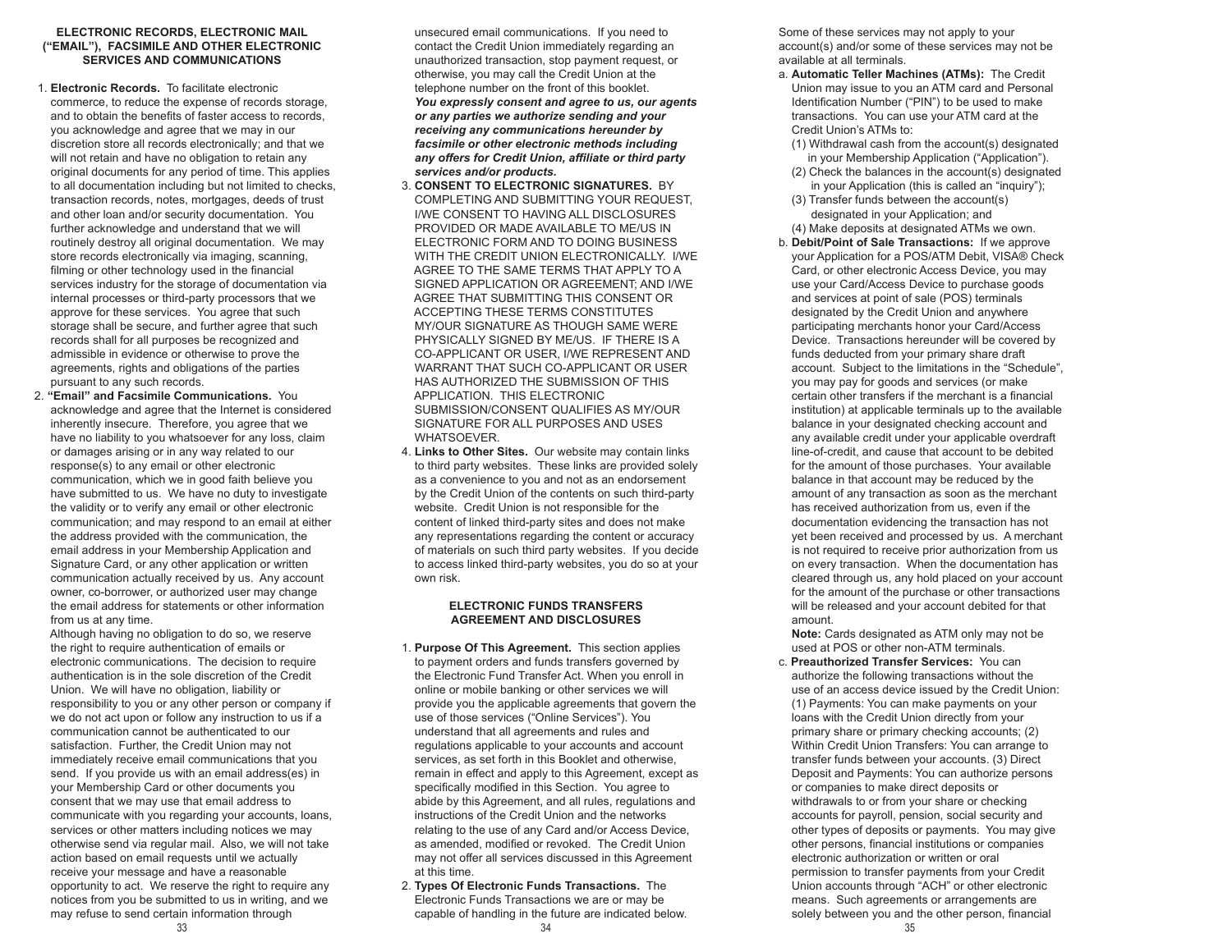### ELECTRONIC RECORDS, ELECTRONIC MAIL (“EMAIL”), FACSIMILE AND OTHER ELECTRONIC SERVICES AND COMMUNICATIONS

1. **Electronic Records.** To facilitate electronic commerce, to reduce the expense of records storage, and to obtain the benefits of faster access to records, you acknowledge and agree that we may in our discretion store all records electronically; and that we will not retain and have no obligation to retain any original documents for any period of time. This applies to all documentation including but not limited to checks, transaction records, notes, mortgages, deeds of trust and other loan and/or security documentation. You further acknowledge and understand that we will routinely destroy all original documentation. We may store records electronically via imaging, scanning, filming or other technology used in the financial services industry for the storage of documentation via internal processes or third-party processors that we approve for these services. You agree that such storage shall be secure, and further agree that such records shall for all purposes be recognized and admissible in evidence or otherwise to prove the agreements, rights and obligations of the parties pursuant to any such records.
2. **“Email” and Facsimile Communications.** You acknowledge and agree that the Internet is considered inherently insecure. Therefore, you agree that we have no liability to you whatsoever for any loss, claim or damages arising or in any way related to our response(s) to any email or other electronic communication, which we in good faith believe you have submitted to us. We have no duty to investigate the validity or to verify any email or other electronic communication; and may respond to an email at either the address provided with the communication, the email address in your Membership Application and Signature Card, or any other application or written communication actually received by us. Any account owner, co-borrower, or authorized user may change the email address for statements or other information from us at any time.

   Although having no obligation to do so, we reserve the right to require authentication of emails or electronic communications. The decision to require authentication is in the sole discretion of the Credit Union. We will have no obligation, liability or responsibility to you or any other person or company if we do not act upon or follow any instruction to us if a communication cannot be authenticated to our satisfaction. Further, the Credit Union may not immediately receive email communications that you send. If you provide us with an email address(es) in your Membership Card or other documents you consent that we may use that email address to communicate with you regarding your accounts, loans, services or other matters including notices we may otherwise send via regular mail. Also, we will not take action based on email requests until we actually receive your message and have a reasonable opportunity to act. We reserve the right to require any notices from you be submitted to us in writing, and we may refuse to send certain information through unsecured email communications. If you need to contact the Credit Union immediately regarding an unauthorized transaction, stop payment request, or otherwise, you may call the Credit Union at the telephone number on the front of this booklet. ***You expressly consent and agree to us, our agents or any parties we authorize sending and your receiving any communications hereunder by facsimile or other electronic methods including any offers for Credit Union, affiliate or third party services and/or products.***
3. **CONSENT TO ELECTRONIC SIGNATURES.** BY COMPLETING AND SUBMITTING YOUR REQUEST, I/WE CONSENT TO HAVING ALL DISCLOSURES PROVIDED OR MADE AVAILABLE TO ME/US IN ELECTRONIC FORM AND TO DOING BUSINESS WITH THE CREDIT UNION ELECTRONICALLY. I/WE AGREE TO THE SAME TERMS THAT APPLY TO A SIGNED APPLICATION OR AGREEMENT; AND I/WE AGREE THAT SUBMITTING THIS CONSENT OR ACCEPTING THESE TERMS CONSTITUTES MY/OUR SIGNATURE AS THOUGH SAME WERE PHYSICALLY SIGNED BY ME/US. IF THERE IS A CO-APPLICANT OR USER, I/WE REPRESENT AND WARRANT THAT SUCH CO-APPLICANT OR USER HAS AUTHORIZED THE SUBMISSION OF THIS APPLICATION. THIS ELECTRONIC SUBMISSION/CONSENT QUALIFIES AS MY/OUR SIGNATURE FOR ALL PURPOSES AND USES WHATSOEVER.
4. **Links to Other Sites.** Our website may contain links to third party websites. These links are provided solely as a convenience to you and not as an endorsement by the Credit Union of the contents on such third-party website. Credit Union is not responsible for the content of linked third-party sites and does not make any representations regarding the content or accuracy of materials on such third party websites. If you decide to access linked third-party websites, you do so at your own risk.

### ELECTRONIC FUNDS TRANSFERS AGREEMENT AND DISCLOSURES

1. **Purpose Of This Agreement.** This section applies to payment orders and funds transfers governed by the Electronic Fund Transfer Act. When you enroll in online or mobile banking or other services we will provide you the applicable agreements that govern the use of those services (“Online Services”). You understand that all agreements and rules and regulations applicable to your accounts and account services, as set forth in this Booklet and otherwise, remain in effect and apply to this Agreement, except as specifically modified in this Section. You agree to abide by this Agreement, and all rules, regulations and instructions of the Credit Union and the networks relating to the use of any Card and/or Access Device, as amended, modified or revoked. The Credit Union may not offer all services discussed in this Agreement at this time.
2. **Types Of Electronic Funds Transactions.** The Electronic Funds Transactions we are or may be capable of handling in the future are indicated below. Some of these services may not apply to your account(s) and/or some of these services may not be available at all terminals.
   a. **Automatic Teller Machines (ATMs):** The Credit Union may issue to you an ATM card and Personal Identification Number (“PIN”) to be used to make transactions. You can use your ATM card at the Credit Union’s ATMs to:
      (1) Withdrawal cash from the account(s) designated in your Membership Application (“Application”).
      (2) Check the balances in the account(s) designated in your Application (this is called an “inquiry”);
      (3) Transfer funds between the account(s) designated in your Application; and
      (4) Make deposits at designated ATMs we own.
   b. **Debit/Point of Sale Transactions:** If we approve your Application for a POS/ATM Debit, VISA® Check Card, or other electronic Access Device, you may use your Card/Access Device to purchase goods and services at point of sale (POS) terminals designated by the Credit Union and anywhere participating merchants honor your Card/Access Device. Transactions hereunder will be covered by funds deducted from your primary share draft account. Subject to the limitations in the “Schedule”, you may pay for goods and services (or make certain other transfers if the merchant is a financial institution) at applicable terminals up to the available balance in your designated checking account and any available credit under your applicable overdraft line-of-credit, and cause that account to be debited for the amount of those purchases. Your available balance in that account may be reduced by the amount of any transaction as soon as the merchant has received authorization from us, even if the documentation evidencing the transaction has not yet been received and processed by us. A merchant is not required to receive prior authorization from us on every transaction. When the documentation has cleared through us, any hold placed on your account for the amount of the purchase or other transactions will be released and your account debited for that amount.

      **Note:** Cards designated as ATM only may not be used at POS or other non-ATM terminals.
   c. **Preauthorized Transfer Services:** You can authorize the following transactions without the use of an access device issued by the Credit Union: (1) Payments: You can make payments on your loans with the Credit Union directly from your primary share or primary checking accounts; (2) Within Credit Union Transfers: You can arrange to transfer funds between your accounts. (3) Direct Deposit and Payments: You can authorize persons or companies to make direct deposits or withdrawals to or from your share or checking accounts for payroll, pension, social security and other types of deposits or payments. You may give other persons, financial institutions or companies electronic authorization or written or oral permission to transfer payments from your Credit Union accounts through “ACH” or other electronic means. Such agreements or arrangements are solely between you and the other person, financial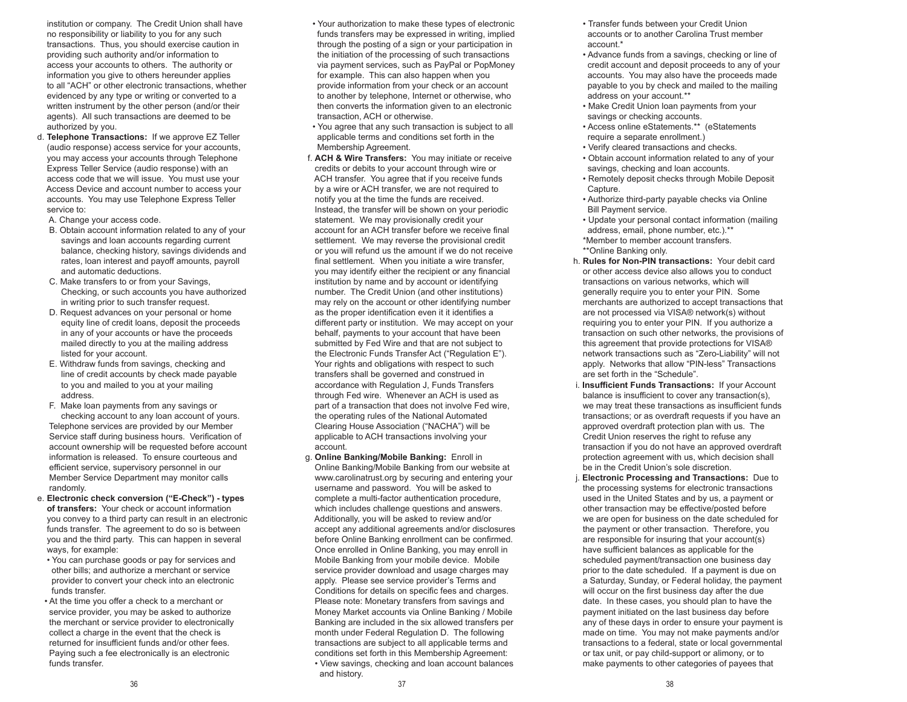institution or company. The Credit Union shall have no responsibility or liability to you for any such transactions. Thus, you should exercise caution in providing such authority and/or information to access your accounts to others. The authority or information you give to others hereunder applies to all "ACH" or other electronic transactions, whether evidenced by any type or writing or converted to a written instrument by the other person (and/or their agents). All such transactions are deemed to be authorized by you.

d. **Telephone Transactions:** If we approve EZ Teller (audio response) access service for your accounts, you may access your accounts through Telephone Express Teller Service (audio response) with an access code that we will issue. You must use your Access Device and account number to access your accounts. You may use Telephone Express Teller service to:

   A. Change your access code.

   B. Obtain account information related to any of your savings and loan accounts regarding current balance, checking history, savings dividends and rates, loan interest and payoff amounts, payroll and automatic deductions.

   C. Make transfers to or from your Savings, Checking, or such accounts you have authorized in writing prior to such transfer request.

   D. Request advances on your personal or home equity line of credit loans, deposit the proceeds in any of your accounts or have the proceeds mailed directly to you at the mailing address listed for your account.

   E. Withdraw funds from savings, checking and line of credit accounts by check made payable to you and mailed to you at your mailing address.

   F. Make loan payments from any savings or checking account to any loan account of yours.

   Telephone services are provided by our Member Service staff during business hours. Verification of account ownership will be requested before account information is released. To ensure courteous and efficient service, supervisory personnel in our Member Service Department may monitor calls randomly.

e. **Electronic check conversion ("E-Check") - types of transfers:** Your check or account information you convey to a third party can result in an electronic funds transfer. The agreement to do so is between you and the third party. This can happen in several ways, for example:

   - You can purchase goods or pay for services and other bills; and authorize a merchant or service provider to convert your check into an electronic funds transfer.
   - At the time you offer a check to a merchant or service provider, you may be asked to authorize the merchant or service provider to electronically collect a charge in the event that the check is returned for insufficient funds and/or other fees. Paying such a fee electronically is an electronic funds transfer.
   - Your authorization to make these types of electronic funds transfers may be expressed in writing, implied through the posting of a sign or your participation in the initiation of the processing of such transactions via payment services, such as PayPal or PopMoney for example. This can also happen when you provide information from your check or an account to another by telephone, Internet or otherwise, who then converts the information given to an electronic transaction, ACH or otherwise.
   - You agree that any such transaction is subject to all applicable terms and conditions set forth in the Membership Agreement.

f. **ACH & Wire Transfers:** You may initiate or receive credits or debits to your account through wire or ACH transfer. You agree that if you receive funds by a wire or ACH transfer, we are not required to notify you at the time the funds are received. Instead, the transfer will be shown on your periodic statement. We may provisionally credit your account for an ACH transfer before we receive final settlement. We may reverse the provisional credit or you will refund us the amount if we do not receive final settlement. When you initiate a wire transfer, you may identify either the recipient or any financial institution by name and by account or identifying number. The Credit Union (and other institutions) may rely on the account or other identifying number as the proper identification even it it identifies a different party or institution. We may accept on your behalf, payments to your account that have been submitted by Fed Wire and that are not subject to the Electronic Funds Transfer Act ("Regulation E"). Your rights and obligations with respect to such transfers shall be governed and construed in accordance with Regulation J, Funds Transfers through Fed wire. Whenever an ACH is used as part of a transaction that does not involve Fed wire, the operating rules of the National Automated Clearing House Association ("NACHA") will be applicable to ACH transactions involving your account.

g. **Online Banking/Mobile Banking:** Enroll in Online Banking/Mobile Banking from our website at www.carolinatrust.org by securing and entering your username and password. You will be asked to complete a multi-factor authentication procedure, which includes challenge questions and answers. Additionally, you will be asked to review and/or accept any additional agreements and/or disclosures before Online Banking enrollment can be confirmed. Once enrolled in Online Banking, you may enroll in Mobile Banking from your mobile device. Mobile service provider download and usage charges may apply. Please see service provider's Terms and Conditions for details on specific fees and charges. Please note: Monetary transfers from savings and Money Market accounts via Online Banking / Mobile Banking are included in the six allowed transfers per month under Federal Regulation D. The following transactions are subject to all applicable terms and conditions set forth in this Membership Agreement:

   - View savings, checking and loan account balances and history.
   - Transfer funds between your Credit Union accounts or to another Carolina Trust member account.*
   - Advance funds from a savings, checking or line of credit account and deposit proceeds to any of your accounts. You may also have the proceeds made payable to you by check and mailed to the mailing address on your account.**
   - Make Credit Union loan payments from your savings or checking accounts.
   - Access online eStatements.** (eStatements require a separate enrollment.)
   - Verify cleared transactions and checks.
   - Obtain account information related to any of your savings, checking and loan accounts.
   - Remotely deposit checks through Mobile Deposit Capture.
   - Authorize third-party payable checks via Online Bill Payment service.
   - Update your personal contact information (mailing address, email, phone number, etc.).**

   *Member to member account transfers.
   **Online Banking only.

h. **Rules for Non-PIN transactions:** Your debit card or other access device also allows you to conduct transactions on various networks, which will generally require you to enter your PIN. Some merchants are authorized to accept transactions that are not processed via VISA® network(s) without requiring you to enter your PIN. If you authorize a transaction on such other networks, the provisions of this agreement that provide protections for VISA® network transactions such as "Zero-Liability" will not apply. Networks that allow "PIN-less" Transactions are set forth in the "Schedule".

i. **Insufficient Funds Transactions:** If your Account balance is insufficient to cover any transaction(s), we may treat these transactions as insufficient funds transactions; or as overdraft requests if you have an approved overdraft protection plan with us. The Credit Union reserves the right to refuse any transaction if you do not have an approved overdraft protection agreement with us, which decision shall be in the Credit Union's sole discretion.

j. **Electronic Processing and Transactions:** Due to the processing systems for electronic transactions used in the United States and by us, a payment or other transaction may be effective/posted before we are open for business on the date scheduled for the payment or other transaction. Therefore, you are responsible for insuring that your account(s) have sufficient balances as applicable for the scheduled payment/transaction one business day prior to the date scheduled. If a payment is due on a Saturday, Sunday, or Federal holiday, the payment will occur on the first business day after the due date. In these cases, you should plan to have the payment initiated on the last business day before any of these days in order to ensure your payment is made on time. You may not make payments and/or transactions to a federal, state or local governmental or tax unit, or pay child-support or alimony, or to make payments to other categories of payees that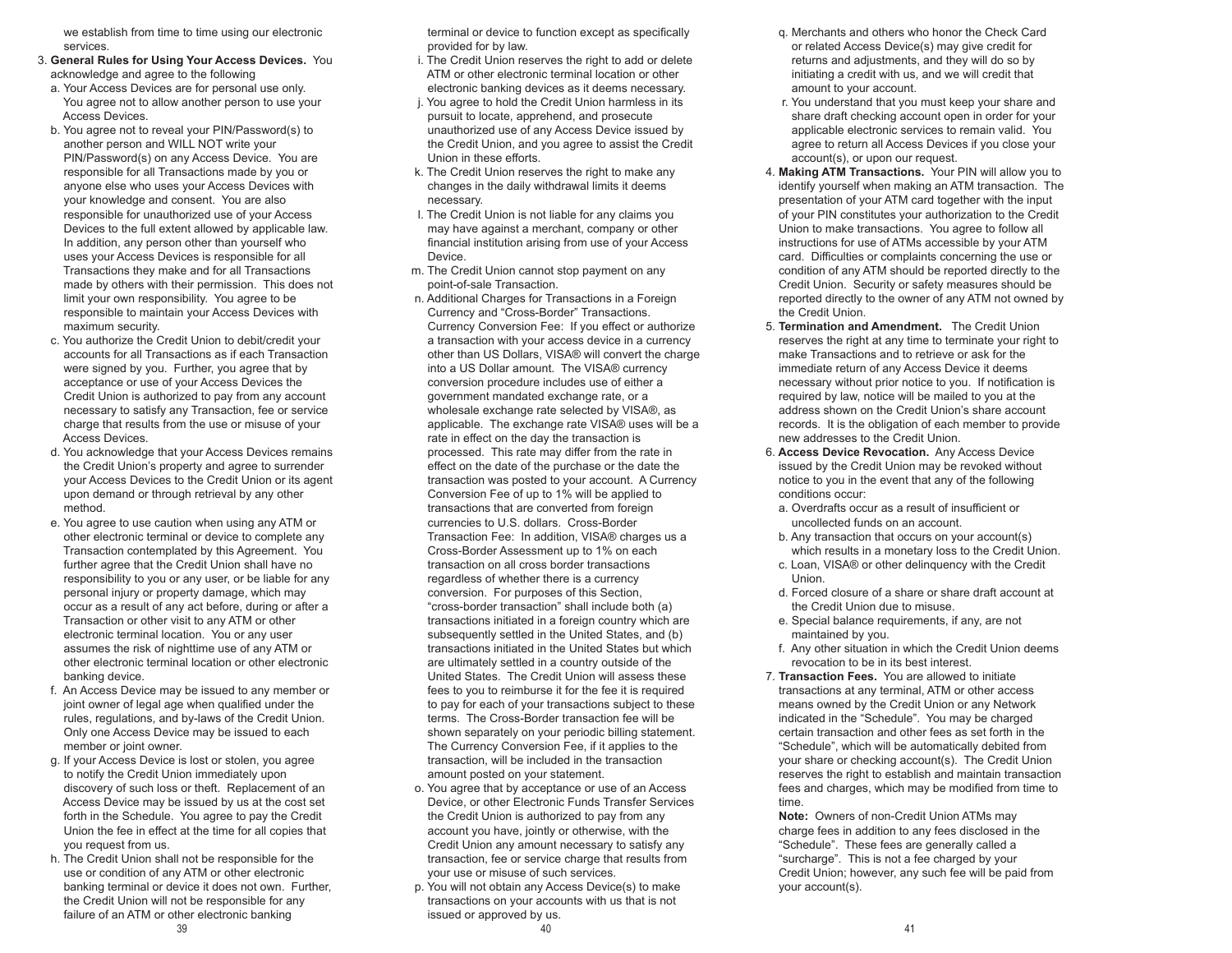we establish from time to time using our electronic services.

3. **General Rules for Using Your Access Devices.** You acknowledge and agree to the following
   a. Your Access Devices are for personal use only. You agree not to allow another person to use your Access Devices.
   b. You agree not to reveal your PIN/Password(s) to another person and WILL NOT write your PIN/Password(s) on any Access Device. You are responsible for all Transactions made by you or anyone else who uses your Access Devices with your knowledge and consent. You are also responsible for unauthorized use of your Access Devices to the full extent allowed by applicable law. In addition, any person other than yourself who uses your Access Devices is responsible for all Transactions they make and for all Transactions made by others with their permission. This does not limit your own responsibility. You agree to be responsible to maintain your Access Devices with maximum security.
   c. You authorize the Credit Union to debit/credit your accounts for all Transactions as if each Transaction were signed by you. Further, you agree that by acceptance or use of your Access Devices the Credit Union is authorized to pay from any account necessary to satisfy any Transaction, fee or service charge that results from the use or misuse of your Access Devices.
   d. You acknowledge that your Access Devices remains the Credit Union's property and agree to surrender your Access Devices to the Credit Union or its agent upon demand or through retrieval by any other method.
   e. You agree to use caution when using any ATM or other electronic terminal or device to complete any Transaction contemplated by this Agreement. You further agree that the Credit Union shall have no responsibility to you or any user, or be liable for any personal injury or property damage, which may occur as a result of any act before, during or after a Transaction or other visit to any ATM or other electronic terminal location. You or any user assumes the risk of nighttime use of any ATM or other electronic terminal location or other electronic banking device.
   f. An Access Device may be issued to any member or joint owner of legal age when qualified under the rules, regulations, and by-laws of the Credit Union. Only one Access Device may be issued to each member or joint owner.
   g. If your Access Device is lost or stolen, you agree to notify the Credit Union immediately upon discovery of such loss or theft. Replacement of an Access Device may be issued by us at the cost set forth in the Schedule. You agree to pay the Credit Union the fee in effect at the time for all copies that you request from us.
   h. The Credit Union shall not be responsible for the use or condition of any ATM or other electronic banking terminal or device it does not own. Further, the Credit Union will not be responsible for any failure of an ATM or other electronic banking terminal or device to function except as specifically provided for by law.
   i. The Credit Union reserves the right to add or delete ATM or other electronic terminal location or other electronic banking devices as it deems necessary.
   j. You agree to hold the Credit Union harmless in its pursuit to locate, apprehend, and prosecute unauthorized use of any Access Device issued by the Credit Union, and you agree to assist the Credit Union in these efforts.
   k. The Credit Union reserves the right to make any changes in the daily withdrawal limits it deems necessary.
   l. The Credit Union is not liable for any claims you may have against a merchant, company or other financial institution arising from use of your Access Device.
   m. The Credit Union cannot stop payment on any point-of-sale Transaction.
   n. Additional Charges for Transactions in a Foreign Currency and "Cross-Border" Transactions. Currency Conversion Fee: If you effect or authorize a transaction with your access device in a currency other than US Dollars, VISA® will convert the charge into a US Dollar amount. The VISA® currency conversion procedure includes use of either a government mandated exchange rate, or a wholesale exchange rate selected by VISA®, as applicable. The exchange rate VISA® uses will be a rate in effect on the day the transaction is processed. This rate may differ from the rate in effect on the date of the purchase or the date the transaction was posted to your account. A Currency Conversion Fee of up to 1% will be applied to transactions that are converted from foreign currencies to U.S. dollars. Cross-Border Transaction Fee: In addition, VISA® charges us a Cross-Border Assessment up to 1% on each transaction on all cross border transactions regardless of whether there is a currency conversion. For purposes of this Section, "cross-border transaction" shall include both (a) transactions initiated in a foreign country which are subsequently settled in the United States, and (b) transactions initiated in the United States but which are ultimately settled in a country outside of the United States. The Credit Union will assess these fees to you to reimburse it for the fee it is required to pay for each of your transactions subject to these terms. The Cross-Border transaction fee will be shown separately on your periodic billing statement. The Currency Conversion Fee, if it applies to the transaction, will be included in the transaction amount posted on your statement.
   o. You agree that by acceptance or use of an Access Device, or other Electronic Funds Transfer Services the Credit Union is authorized to pay from any account you have, jointly or otherwise, with the Credit Union any amount necessary to satisfy any transaction, fee or service charge that results from your use or misuse of such services.
   p. You will not obtain any Access Device(s) to make transactions on your accounts with us that is not issued or approved by us.
   q. Merchants and others who honor the Check Card or related Access Device(s) may give credit for returns and adjustments, and they will do so by initiating a credit with us, and we will credit that amount to your account.
   r. You understand that you must keep your share and share draft checking account open in order for your applicable electronic services to remain valid. You agree to return all Access Devices if you close your account(s), or upon our request.
4. **Making ATM Transactions.** Your PIN will allow you to identify yourself when making an ATM transaction. The presentation of your ATM card together with the input of your PIN constitutes your authorization to the Credit Union to make transactions. You agree to follow all instructions for use of ATMs accessible by your ATM card. Difficulties or complaints concerning the use or condition of any ATM should be reported directly to the Credit Union. Security or safety measures should be reported directly to the owner of any ATM not owned by the Credit Union.
5. **Termination and Amendment.** The Credit Union reserves the right at any time to terminate your right to make Transactions and to retrieve or ask for the immediate return of any Access Device it deems necessary without prior notice to you. If notification is required by law, notice will be mailed to you at the address shown on the Credit Union's share account records. It is the obligation of each member to provide new addresses to the Credit Union.
6. **Access Device Revocation.** Any Access Device issued by the Credit Union may be revoked without notice to you in the event that any of the following conditions occur:
   a. Overdrafts occur as a result of insufficient or uncollected funds on an account.
   b. Any transaction that occurs on your account(s) which results in a monetary loss to the Credit Union.
   c. Loan, VISA® or other delinquency with the Credit Union.
   d. Forced closure of a share or share draft account at the Credit Union due to misuse.
   e. Special balance requirements, if any, are not maintained by you.
   f. Any other situation in which the Credit Union deems revocation to be in its best interest.
7. **Transaction Fees.** You are allowed to initiate transactions at any terminal, ATM or other access means owned by the Credit Union or any Network indicated in the "Schedule". You may be charged certain transaction and other fees as set forth in the "Schedule", which will be automatically debited from your share or checking account(s). The Credit Union reserves the right to establish and maintain transaction fees and charges, which may be modified from time to time.

   **Note:** Owners of non-Credit Union ATMs may charge fees in addition to any fees disclosed in the "Schedule". These fees are generally called a "surcharge". This is not a fee charged by your Credit Union; however, any such fee will be paid from your account(s).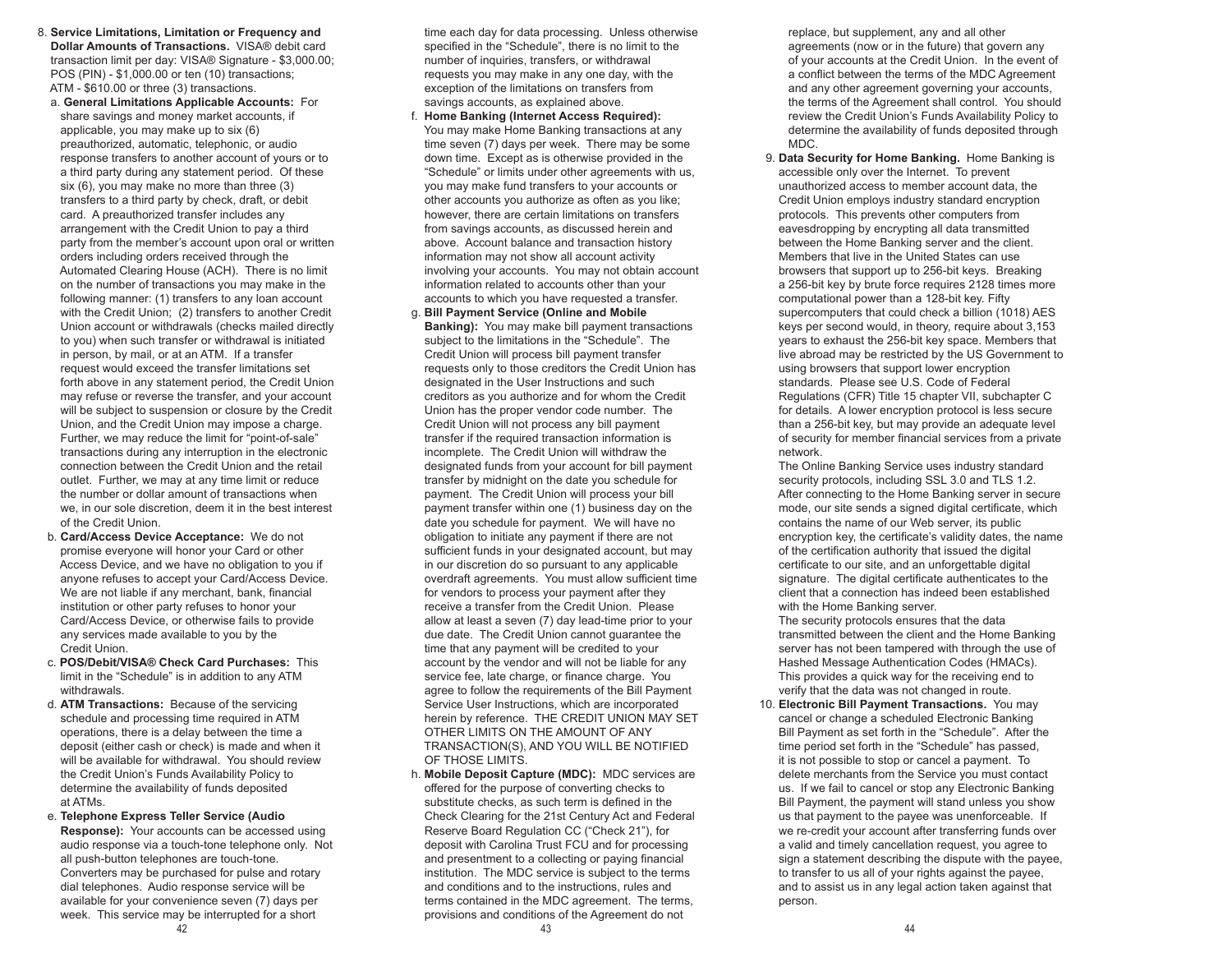8. **Service Limitations, Limitation or Frequency and Dollar Amounts of Transactions.** VISA® debit card transaction limit per day: VISA® Signature - $3,000.00; POS (PIN) - $1,000.00 or ten (10) transactions; ATM - $610.00 or three (3) transactions.

   a. **General Limitations Applicable Accounts:** For share savings and money market accounts, if applicable, you may make up to six (6) preauthorized, automatic, telephonic, or audio response transfers to another account of yours or to a third party during any statement period. Of these six (6), you may make no more than three (3) transfers to a third party by check, draft, or debit card. A preauthorized transfer includes any arrangement with the Credit Union to pay a third party from the member's account upon oral or written orders including orders received through the Automated Clearing House (ACH). There is no limit on the number of transactions you may make in the following manner: (1) transfers to any loan account with the Credit Union; (2) transfers to another Credit Union account or withdrawals (checks mailed directly to you) when such transfer or withdrawal is initiated in person, by mail, or at an ATM. If a transfer request would exceed the transfer limitations set forth above in any statement period, the Credit Union may refuse or reverse the transfer, and your account will be subject to suspension or closure by the Credit Union, and the Credit Union may impose a charge. Further, we may reduce the limit for "point-of-sale" transactions during any interruption in the electronic connection between the Credit Union and the retail outlet. Further, we may at any time limit or reduce the number or dollar amount of transactions when we, in our sole discretion, deem it in the best interest of the Credit Union.

   b. **Card/Access Device Acceptance:** We do not promise everyone will honor your Card or other Access Device, and we have no obligation to you if anyone refuses to accept your Card/Access Device. We are not liable if any merchant, bank, financial institution or other party refuses to honor your Card/Access Device, or otherwise fails to provide any services made available to you by the Credit Union.

   c. **POS/Debit/VISA® Check Card Purchases:** This limit in the "Schedule" is in addition to any ATM withdrawals.

   d. **ATM Transactions:** Because of the servicing schedule and processing time required in ATM operations, there is a delay between the time a deposit (either cash or check) is made and when it will be available for withdrawal. You should review the Credit Union's Funds Availability Policy to determine the availability of funds deposited at ATMs.

   e. **Telephone Express Teller Service (Audio Response):** Your accounts can be accessed using audio response via a touch-tone telephone only. Not all push-button telephones are touch-tone. Converters may be purchased for pulse and rotary dial telephones. Audio response service will be available for your convenience seven (7) days per week. This service may be interrupted for a short time each day for data processing. Unless otherwise specified in the "Schedule", there is no limit to the number of inquiries, transfers, or withdrawal requests you may make in any one day, with the exception of the limitations on transfers from savings accounts, as explained above.

   f. **Home Banking (Internet Access Required):** You may make Home Banking transactions at any time seven (7) days per week. There may be some down time. Except as is otherwise provided in the "Schedule" or limits under other agreements with us, you may make fund transfers to your accounts or other accounts you authorize as often as you like; however, there are certain limitations on transfers from savings accounts, as discussed herein and above. Account balance and transaction history information may not show all account activity involving your accounts. You may not obtain account information related to accounts other than your accounts to which you have requested a transfer.

   g. **Bill Payment Service (Online and Mobile Banking):** You may make bill payment transactions subject to the limitations in the "Schedule". The Credit Union will process bill payment transfer requests only to those creditors the Credit Union has designated in the User Instructions and such creditors as you authorize and for whom the Credit Union has the proper vendor code number. The Credit Union will not process any bill payment transfer if the required transaction information is incomplete. The Credit Union will withdraw the designated funds from your account for bill payment transfer by midnight on the date you schedule for payment. The Credit Union will process your bill payment transfer within one (1) business day on the date you schedule for payment. We will have no obligation to initiate any payment if there are not sufficient funds in your designated account, but may in our discretion do so pursuant to any applicable overdraft agreements. You must allow sufficient time for vendors to process your payment after they receive a transfer from the Credit Union. Please allow at least a seven (7) day lead-time prior to your due date. The Credit Union cannot guarantee the time that any payment will be credited to your account by the vendor and will not be liable for any service fee, late charge, or finance charge. You agree to follow the requirements of the Bill Payment Service User Instructions, which are incorporated herein by reference. THE CREDIT UNION MAY SET OTHER LIMITS ON THE AMOUNT OF ANY TRANSACTION(S), AND YOU WILL BE NOTIFIED OF THOSE LIMITS.

   h. **Mobile Deposit Capture (MDC):** MDC services are offered for the purpose of converting checks to substitute checks, as such term is defined in the Check Clearing for the 21st Century Act and Federal Reserve Board Regulation CC ("Check 21"), for deposit with Carolina Trust FCU and for processing and presentment to a collecting or paying financial institution. The MDC service is subject to the terms and conditions and to the instructions, rules and terms contained in the MDC agreement. The terms, provisions and conditions of the Agreement do not replace, but supplement, any and all other agreements (now or in the future) that govern any of your accounts at the Credit Union. In the event of a conflict between the terms of the MDC Agreement and any other agreement governing your accounts, the terms of the Agreement shall control. You should review the Credit Union's Funds Availability Policy to determine the availability of funds deposited through MDC.

9. **Data Security for Home Banking.** Home Banking is accessible only over the Internet. To prevent unauthorized access to member account data, the Credit Union employs industry standard encryption protocols. This prevents other computers from eavesdropping by encrypting all data transmitted between the Home Banking server and the client. Members that live in the United States can use browsers that support up to 256-bit keys. Breaking a 256-bit key by brute force requires 2128 times more computational power than a 128-bit key. Fifty supercomputers that could check a billion (1018) AES keys per second would, in theory, require about 3,153 years to exhaust the 256-bit key space. Members that live abroad may be restricted by the US Government to using browsers that support lower encryption standards. Please see U.S. Code of Federal Regulations (CFR) Title 15 chapter VII, subchapter C for details. A lower encryption protocol is less secure than a 256-bit key, but may provide an adequate level of security for member financial services from a private network.

   The Online Banking Service uses industry standard security protocols, including SSL 3.0 and TLS 1.2. After connecting to the Home Banking server in secure mode, our site sends a signed digital certificate, which contains the name of our Web server, its public encryption key, the certificate's validity dates, the name of the certification authority that issued the digital certificate to our site, and an unforgettable digital signature. The digital certificate authenticates to the client that a connection has indeed been established with the Home Banking server.

   The security protocols ensures that the data transmitted between the client and the Home Banking server has not been tampered with through the use of Hashed Message Authentication Codes (HMACs). This provides a quick way for the receiving end to verify that the data was not changed in route.

10. **Electronic Bill Payment Transactions.** You may cancel or change a scheduled Electronic Banking Bill Payment as set forth in the "Schedule". After the time period set forth in the "Schedule" has passed, it is not possible to stop or cancel a payment. To delete merchants from the Service you must contact us. If we fail to cancel or stop any Electronic Banking Bill Payment, the payment will stand unless you show us that payment to the payee was unenforceable. If we re-credit your account after transferring funds over a valid and timely cancellation request, you agree to sign a statement describing the dispute with the payee, to transfer to us all of your rights against the payee, and to assist us in any legal action taken against that person.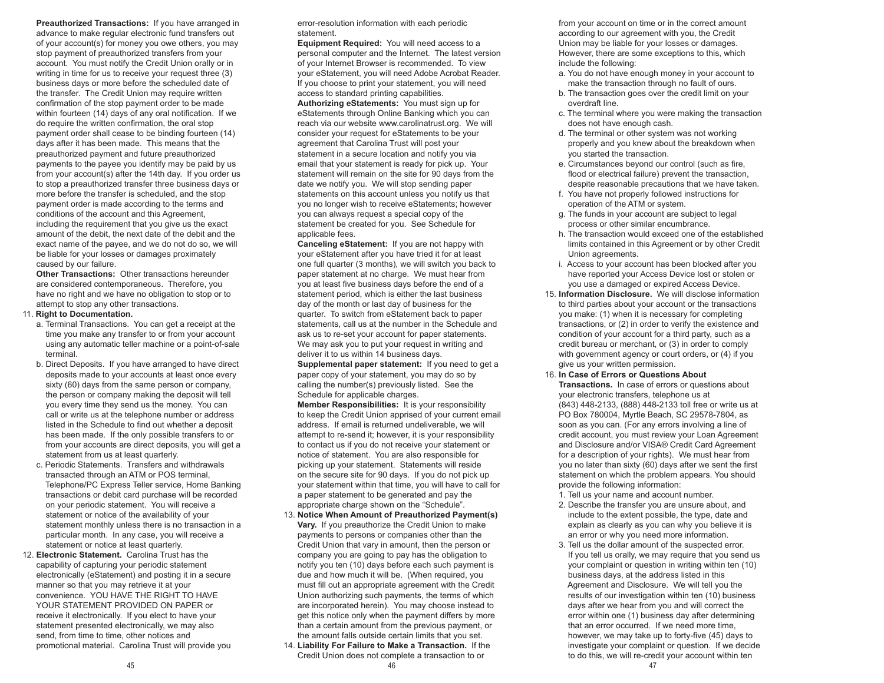**Preauthorized Transactions:** If you have arranged in advance to make regular electronic fund transfers out of your account(s) for money you owe others, you may stop payment of preauthorized transfers from your account. You must notify the Credit Union orally or in writing in time for us to receive your request three (3) business days or more before the scheduled date of the transfer. The Credit Union may require written confirmation of the stop payment order to be made within fourteen (14) days of any oral notification. If we do require the written confirmation, the oral stop payment order shall cease to be binding fourteen (14) days after it has been made. This means that the preauthorized payment and future preauthorized payments to the payee you identify may be paid by us from your account(s) after the 14th day. If you order us to stop a preauthorized transfer three business days or more before the transfer is scheduled, and the stop payment order is made according to the terms and conditions of the account and this Agreement, including the requirement that you give us the exact amount of the debit, the next date of the debit and the exact name of the payee, and we do not do so, we will be liable for your losses or damages proximately caused by our failure.

**Other Transactions:** Other transactions hereunder are considered contemporaneous. Therefore, you have no right and we have no obligation to stop or to attempt to stop any other transactions.

11. **Right to Documentation.**
    a. Terminal Transactions. You can get a receipt at the time you make any transfer to or from your account using any automatic teller machine or a point-of-sale terminal.
    b. Direct Deposits. If you have arranged to have direct deposits made to your accounts at least once every sixty (60) days from the same person or company, the person or company making the deposit will tell you every time they send us the money. You can call or write us at the telephone number or address listed in the Schedule to find out whether a deposit has been made. If the only possible transfers to or from your accounts are direct deposits, you will get a statement from us at least quarterly.
    c. Periodic Statements. Transfers and withdrawals transacted through an ATM or POS terminal, Telephone/PC Express Teller service, Home Banking transactions or debit card purchase will be recorded on your periodic statement. You will receive a statement or notice of the availability of your statement monthly unless there is no transaction in a particular month. In any case, you will receive a statement or notice at least quarterly.

12. **Electronic Statement.** Carolina Trust has the capability of capturing your periodic statement electronically (eStatement) and posting it in a secure manner so that you may retrieve it at your convenience. YOU HAVE THE RIGHT TO HAVE YOUR STATEMENT PROVIDED ON PAPER or receive it electronically. If you elect to have your statement presented electronically, we may also send, from time to time, other notices and promotional material. Carolina Trust will provide you error-resolution information with each periodic statement.

    **Equipment Required:** You will need access to a personal computer and the Internet. The latest version of your Internet Browser is recommended. To view your eStatement, you will need Adobe Acrobat Reader. If you choose to print your statement, you will need access to standard printing capabilities.

    **Authorizing eStatements:** You must sign up for eStatements through Online Banking which you can reach via our website www.carolinatrust.org. We will consider your request for eStatements to be your agreement that Carolina Trust will post your statement in a secure location and notify you via email that your statement is ready for pick up. Your statement will remain on the site for 90 days from the date we notify you. We will stop sending paper statements on this account unless you notify us that you no longer wish to receive eStatements; however you can always request a special copy of the statement be created for you. See Schedule for applicable fees.

    **Canceling eStatement:** If you are not happy with your eStatement after you have tried it for at least one full quarter (3 months), we will switch you back to paper statement at no charge. We must hear from you at least five business days before the end of a statement period, which is either the last business day of the month or last day of business for the quarter. To switch from eStatement back to paper statements, call us at the number in the Schedule and ask us to re-set your account for paper statements. We may ask you to put your request in writing and deliver it to us within 14 business days.

    **Supplemental paper statement:** If you need to get a paper copy of your statement, you may do so by calling the number(s) previously listed. See the Schedule for applicable charges.

    **Member Responsibilities:** It is your responsibility to keep the Credit Union apprised of your current email address. If email is returned undeliverable, we will attempt to re-send it; however, it is your responsibility to contact us if you do not receive your statement or notice of statement. You are also responsible for picking up your statement. Statements will reside on the secure site for 90 days. If you do not pick up your statement within that time, you will have to call for a paper statement to be generated and pay the appropriate charge shown on the "Schedule".

13. **Notice When Amount of Preauthorized Payment(s) Vary.** If you preauthorize the Credit Union to make payments to persons or companies other than the Credit Union that vary in amount, then the person or company you are going to pay has the obligation to notify you ten (10) days before each such payment is due and how much it will be. (When required, you must fill out an appropriate agreement with the Credit Union authorizing such payments, the terms of which are incorporated herein). You may choose instead to get this notice only when the payment differs by more than a certain amount from the previous payment, or the amount falls outside certain limits that you set.

14. **Liability For Failure to Make a Transaction.** If the Credit Union does not complete a transaction to or from your account on time or in the correct amount according to our agreement with you, the Credit Union may be liable for your losses or damages. However, there are some exceptions to this, which include the following:
    a. You do not have enough money in your account to make the transaction through no fault of ours.
    b. The transaction goes over the credit limit on your overdraft line.
    c. The terminal where you were making the transaction does not have enough cash.
    d. The terminal or other system was not working properly and you knew about the breakdown when you started the transaction.
    e. Circumstances beyond our control (such as fire, flood or electrical failure) prevent the transaction, despite reasonable precautions that we have taken.
    f. You have not properly followed instructions for operation of the ATM or system.
    g. The funds in your account are subject to legal process or other similar encumbrance.
    h. The transaction would exceed one of the established limits contained in this Agreement or by other Credit Union agreements.
    i. Access to your account has been blocked after you have reported your Access Device lost or stolen or you use a damaged or expired Access Device.

15. **Information Disclosure.** We will disclose information to third parties about your account or the transactions you make: (1) when it is necessary for completing transactions, or (2) in order to verify the existence and condition of your account for a third party, such as a credit bureau or merchant, or (3) in order to comply with government agency or court orders, or (4) if you give us your written permission.

16. **In Case of Errors or Questions About Transactions.** In case of errors or questions about your electronic transfers, telephone us at (843) 448-2133, (888) 448-2133 toll free or write us at PO Box 780004, Myrtle Beach, SC 29578-7804, as soon as you can. (For any errors involving a line of credit account, you must review your Loan Agreement and Disclosure and/or VISA® Credit Card Agreement for a description of your rights). We must hear from you no later than sixty (60) days after we sent the first statement on which the problem appears. You should provide the following information:
    1. Tell us your name and account number.
    2. Describe the transfer you are unsure about, and include to the extent possible, the type, date and explain as clearly as you can why you believe it is an error or why you need more information.
    3. Tell us the dollar amount of the suspected error. If you tell us orally, we may require that you send us your complaint or question in writing within ten (10) business days, at the address listed in this Agreement and Disclosure. We will tell you the results of our investigation within ten (10) business days after we hear from you and will correct the error within one (1) business day after determining that an error occurred. If we need more time, however, we may take up to forty-five (45) days to investigate your complaint or question. If we decide to do this, we will re-credit your account within ten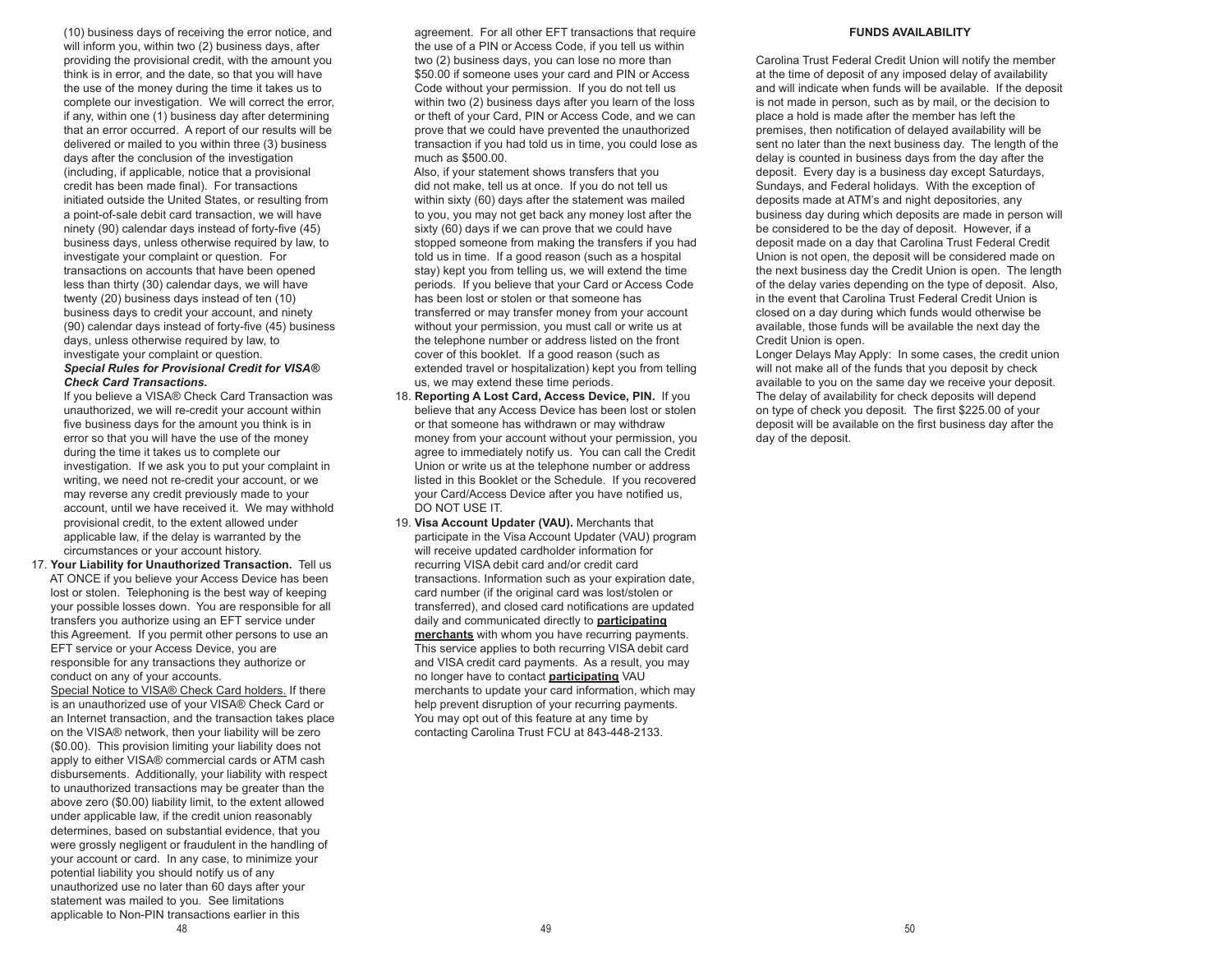(10) business days of receiving the error notice, and will inform you, within two (2) business days, after providing the provisional credit, with the amount you think is in error, and the date, so that you will have the use of the money during the time it takes us to complete our investigation. We will correct the error, if any, within one (1) business day after determining that an error occurred. A report of our results will be delivered or mailed to you within three (3) business days after the conclusion of the investigation (including, if applicable, notice that a provisional credit has been made final). For transactions initiated outside the United States, or resulting from a point-of-sale debit card transaction, we will have ninety (90) calendar days instead of forty-five (45) business days, unless otherwise required by law, to investigate your complaint or question. For transactions on accounts that have been opened less than thirty (30) calendar days, we will have twenty (20) business days instead of ten (10) business days to credit your account, and ninety (90) calendar days instead of forty-five (45) business days, unless otherwise required by law, to investigate your complaint or question.

***Special Rules for Provisional Credit for VISA® Check Card Transactions.***

If you believe a VISA® Check Card Transaction was unauthorized, we will re-credit your account within five business days for the amount you think is in error so that you will have the use of the money during the time it takes us to complete our investigation. If we ask you to put your complaint in writing, we need not re-credit your account, or we may reverse any credit previously made to your account, until we have received it. We may withhold provisional credit, to the extent allowed under applicable law, if the delay is warranted by the circumstances or your account history.

17. **Your Liability for Unauthorized Transaction.** Tell us AT ONCE if you believe your Access Device has been lost or stolen. Telephoning is the best way of keeping your possible losses down. You are responsible for all transfers you authorize using an EFT service under this Agreement. If you permit other persons to use an EFT service or your Access Device, you are responsible for any transactions they authorize or conduct on any of your accounts.

<u>Special Notice to VISA® Check Card holders.</u> If there is an unauthorized use of your VISA® Check Card or an Internet transaction, and the transaction takes place on the VISA® network, then your liability will be zero ($0.00). This provision limiting your liability does not apply to either VISA® commercial cards or ATM cash disbursements. Additionally, your liability with respect to unauthorized transactions may be greater than the above zero ($0.00) liability limit, to the extent allowed under applicable law, if the credit union reasonably determines, based on substantial evidence, that you were grossly negligent or fraudulent in the handling of your account or card. In any case, to minimize your potential liability you should notify us of any unauthorized use no later than 60 days after your statement was mailed to you. See limitations applicable to Non-PIN transactions earlier in this agreement. For all other EFT transactions that require the use of a PIN or Access Code, if you tell us within two (2) business days, you can lose no more than $50.00 if someone uses your card and PIN or Access Code without your permission. If you do not tell us within two (2) business days after you learn of the loss or theft of your Card, PIN or Access Code, and we can prove that we could have prevented the unauthorized transaction if you had told us in time, you could lose as much as $500.00.

Also, if your statement shows transfers that you did not make, tell us at once. If you do not tell us within sixty (60) days after the statement was mailed to you, you may not get back any money lost after the sixty (60) days if we can prove that we could have stopped someone from making the transfers if you had told us in time. If a good reason (such as a hospital stay) kept you from telling us, we will extend the time periods. If you believe that your Card or Access Code has been lost or stolen or that someone has transferred or may transfer money from your account without your permission, you must call or write us at the telephone number or address listed on the front cover of this booklet. If a good reason (such as extended travel or hospitalization) kept you from telling us, we may extend these time periods.

18. **Reporting A Lost Card, Access Device, PIN.** If you believe that any Access Device has been lost or stolen or that someone has withdrawn or may withdraw money from your account without your permission, you agree to immediately notify us. You can call the Credit Union or write us at the telephone number or address listed in this Booklet or the Schedule. If you recovered your Card/Access Device after you have notified us, DO NOT USE IT.

19. **Visa Account Updater (VAU).** Merchants that participate in the Visa Account Updater (VAU) program will receive updated cardholder information for recurring VISA debit card and/or credit card transactions. Information such as your expiration date, card number (if the original card was lost/stolen or transferred), and closed card notifications are updated daily and communicated directly to **<u>participating merchants</u>** with whom you have recurring payments. This service applies to both recurring VISA debit card and VISA credit card payments. As a result, you may no longer have to contact **<u>participating</u>** VAU merchants to update your card information, which may help prevent disruption of your recurring payments. You may opt out of this feature at any time by contacting Carolina Trust FCU at 843-448-2133.

## FUNDS AVAILABILITY

Carolina Trust Federal Credit Union will notify the member at the time of deposit of any imposed delay of availability and will indicate when funds will be available. If the deposit is not made in person, such as by mail, or the decision to place a hold is made after the member has left the premises, then notification of delayed availability will be sent no later than the next business day. The length of the delay is counted in business days from the day after the deposit. Every day is a business day except Saturdays, Sundays, and Federal holidays. With the exception of deposits made at ATM's and night depositories, any business day during which deposits are made in person will be considered to be the day of deposit. However, if a deposit made on a day that Carolina Trust Federal Credit Union is not open, the deposit will be considered made on the next business day the Credit Union is open. The length of the delay varies depending on the type of deposit. Also, in the event that Carolina Trust Federal Credit Union is closed on a day during which funds would otherwise be available, those funds will be available the next day the Credit Union is open.

Longer Delays May Apply: In some cases, the credit union will not make all of the funds that you deposit by check available to you on the same day we receive your deposit. The delay of availability for check deposits will depend on type of check you deposit. The first $225.00 of your deposit will be available on the first business day after the day of the deposit.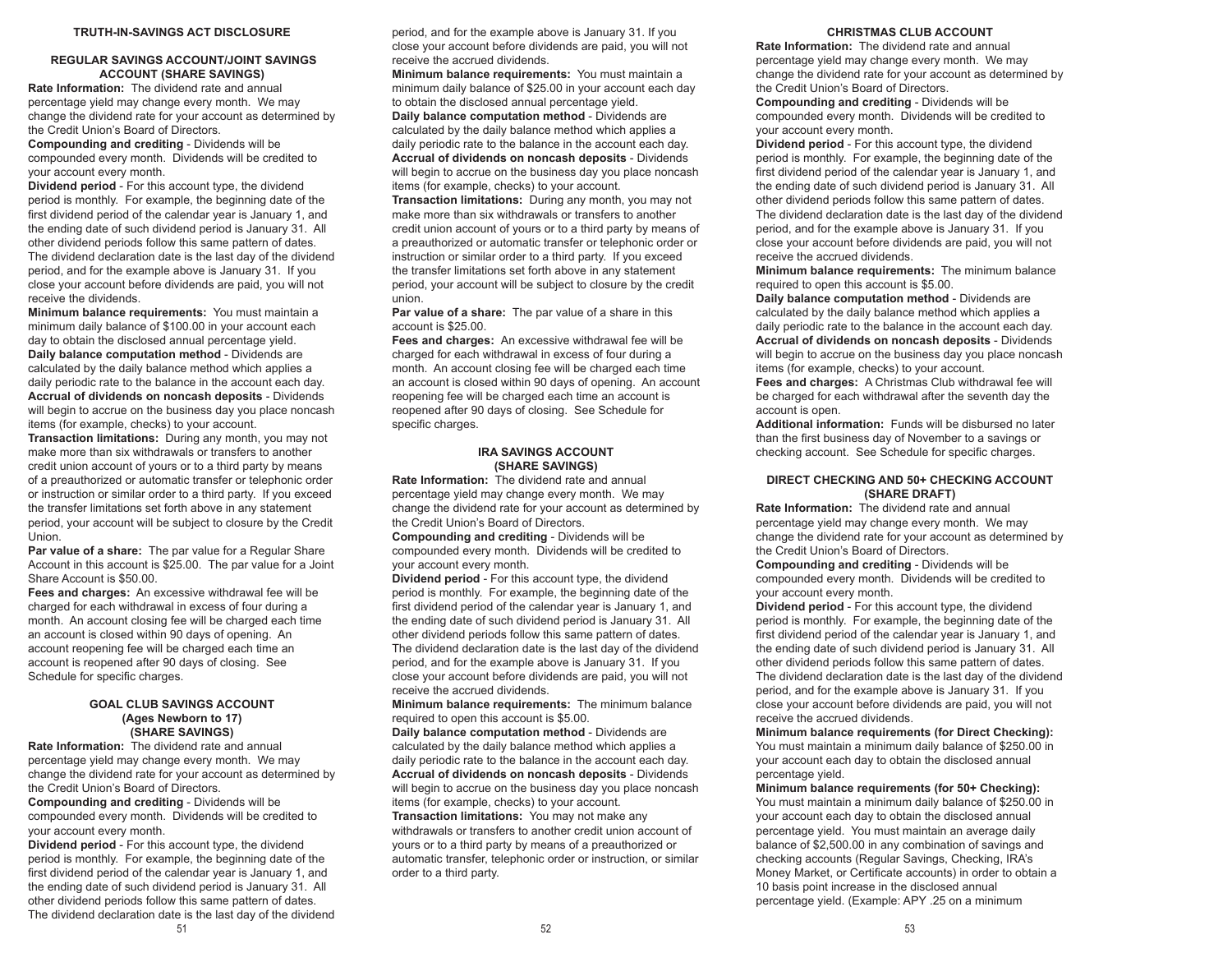## TRUTH-IN-SAVINGS ACT DISCLOSURE

### REGULAR SAVINGS ACCOUNT/JOINT SAVINGS ACCOUNT (SHARE SAVINGS)

**Rate Information:** The dividend rate and annual percentage yield may change every month. We may change the dividend rate for your account as determined by the Credit Union's Board of Directors.

**Compounding and crediting** - Dividends will be compounded every month. Dividends will be credited to your account every month.

**Dividend period** - For this account type, the dividend period is monthly. For example, the beginning date of the first dividend period of the calendar year is January 1, and the ending date of such dividend period is January 31. All other dividend periods follow this same pattern of dates. The dividend declaration date is the last day of the dividend period, and for the example above is January 31. If you close your account before dividends are paid, you will not receive the dividends.

**Minimum balance requirements:** You must maintain a minimum daily balance of $100.00 in your account each day to obtain the disclosed annual percentage yield.

**Daily balance computation method** - Dividends are calculated by the daily balance method which applies a daily periodic rate to the balance in the account each day.

**Accrual of dividends on noncash deposits** - Dividends will begin to accrue on the business day you place noncash items (for example, checks) to your account.

**Transaction limitations:** During any month, you may not make more than six withdrawals or transfers to another credit union account of yours or to a third party by means of a preauthorized or automatic transfer or telephonic order or instruction or similar order to a third party. If you exceed the transfer limitations set forth above in any statement period, your account will be subject to closure by the Credit Union.

**Par value of a share:** The par value for a Regular Share Account in this account is $25.00. The par value for a Joint Share Account is $50.00.

**Fees and charges:** An excessive withdrawal fee will be charged for each withdrawal in excess of four during a month. An account closing fee will be charged each time an account is closed within 90 days of opening. An account reopening fee will be charged each time an account is reopened after 90 days of closing. See Schedule for specific charges.

### GOAL CLUB SAVINGS ACCOUNT (Ages Newborn to 17) (SHARE SAVINGS)

**Rate Information:** The dividend rate and annual percentage yield may change every month. We may change the dividend rate for your account as determined by the Credit Union's Board of Directors.

**Compounding and crediting** - Dividends will be compounded every month. Dividends will be credited to your account every month.

**Dividend period** - For this account type, the dividend period is monthly. For example, the beginning date of the first dividend period of the calendar year is January 1, and the ending date of such dividend period is January 31. All other dividend periods follow this same pattern of dates. The dividend declaration date is the last day of the dividend period, and for the example above is January 31. If you close your account before dividends are paid, you will not receive the accrued dividends.

**Minimum balance requirements:** You must maintain a minimum daily balance of $25.00 in your account each day to obtain the disclosed annual percentage yield.

**Daily balance computation method** - Dividends are calculated by the daily balance method which applies a daily periodic rate to the balance in the account each day.

**Accrual of dividends on noncash deposits** - Dividends will begin to accrue on the business day you place noncash items (for example, checks) to your account.

**Transaction limitations:** During any month, you may not make more than six withdrawals or transfers to another credit union account of yours or to a third party by means of a preauthorized or automatic transfer or telephonic order or instruction or similar order to a third party. If you exceed the transfer limitations set forth above in any statement period, your account will be subject to closure by the credit union.

**Par value of a share:** The par value of a share in this account is $25.00.

**Fees and charges:** An excessive withdrawal fee will be charged for each withdrawal in excess of four during a month. An account closing fee will be charged each time an account is closed within 90 days of opening. An account reopening fee will be charged each time an account is reopened after 90 days of closing. See Schedule for specific charges.

### IRA SAVINGS ACCOUNT (SHARE SAVINGS)

**Rate Information:** The dividend rate and annual percentage yield may change every month. We may change the dividend rate for your account as determined by the Credit Union's Board of Directors.

**Compounding and crediting** - Dividends will be compounded every month. Dividends will be credited to your account every month.

**Dividend period** - For this account type, the dividend period is monthly. For example, the beginning date of the first dividend period of the calendar year is January 1, and the ending date of such dividend period is January 31. All other dividend periods follow this same pattern of dates. The dividend declaration date is the last day of the dividend period, and for the example above is January 31. If you close your account before dividends are paid, you will not receive the accrued dividends.

**Minimum balance requirements:** The minimum balance required to open this account is $5.00.

**Daily balance computation method** - Dividends are calculated by the daily balance method which applies a daily periodic rate to the balance in the account each day.

**Accrual of dividends on noncash deposits** - Dividends will begin to accrue on the business day you place noncash items (for example, checks) to your account.

**Transaction limitations:** You may not make any withdrawals or transfers to another credit union account of yours or to a third party by means of a preauthorized or automatic transfer, telephonic order or instruction, or similar order to a third party.

### CHRISTMAS CLUB ACCOUNT

**Rate Information:** The dividend rate and annual percentage yield may change every month. We may change the dividend rate for your account as determined by the Credit Union's Board of Directors.

**Compounding and crediting** - Dividends will be compounded every month. Dividends will be credited to your account every month.

**Dividend period** - For this account type, the dividend period is monthly. For example, the beginning date of the first dividend period of the calendar year is January 1, and the ending date of such dividend period is January 31. All other dividend periods follow this same pattern of dates. The dividend declaration date is the last day of the dividend period, and for the example above is January 31. If you close your account before dividends are paid, you will not receive the accrued dividends.

**Minimum balance requirements:** The minimum balance required to open this account is $5.00.

**Daily balance computation method** - Dividends are calculated by the daily balance method which applies a daily periodic rate to the balance in the account each day.

**Accrual of dividends on noncash deposits** - Dividends will begin to accrue on the business day you place noncash items (for example, checks) to your account.

**Fees and charges:** A Christmas Club withdrawal fee will be charged for each withdrawal after the seventh day the account is open.

**Additional information:** Funds will be disbursed no later than the first business day of November to a savings or checking account. See Schedule for specific charges.

### DIRECT CHECKING AND 50+ CHECKING ACCOUNT (SHARE DRAFT)

**Rate Information:** The dividend rate and annual percentage yield may change every month. We may change the dividend rate for your account as determined by the Credit Union's Board of Directors.

**Compounding and crediting** - Dividends will be compounded every month. Dividends will be credited to your account every month.

**Dividend period** - For this account type, the dividend period is monthly. For example, the beginning date of the first dividend period of the calendar year is January 1, and the ending date of such dividend period is January 31. All other dividend periods follow this same pattern of dates. The dividend declaration date is the last day of the dividend period, and for the example above is January 31. If you close your account before dividends are paid, you will not receive the accrued dividends.

**Minimum balance requirements (for Direct Checking):** You must maintain a minimum daily balance of $250.00 in your account each day to obtain the disclosed annual percentage yield.

**Minimum balance requirements (for 50+ Checking):** You must maintain a minimum daily balance of $250.00 in your account each day to obtain the disclosed annual percentage yield. You must maintain an average daily balance of $2,500.00 in any combination of savings and checking accounts (Regular Savings, Checking, IRA's Money Market, or Certificate accounts) in order to obtain a 10 basis point increase in the disclosed annual percentage yield. (Example: APY .25 on a minimum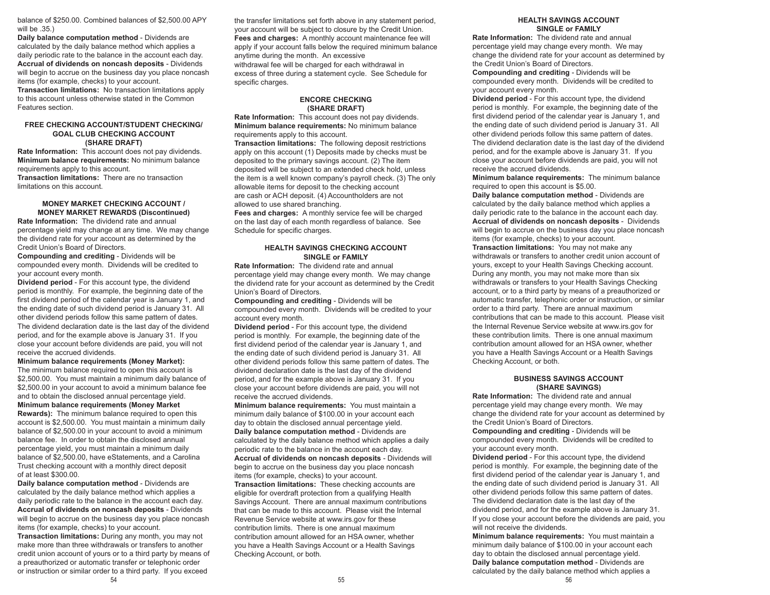balance of $250.00. Combined balances of $2,500.00 APY will be .35.)

**Daily balance computation method** - Dividends are calculated by the daily balance method which applies a daily periodic rate to the balance in the account each day.

**Accrual of dividends on noncash deposits** - Dividends will begin to accrue on the business day you place noncash items (for example, checks) to your account.

**Transaction limitations:** No transaction limitations apply to this account unless otherwise stated in the Common Features section.

### FREE CHECKING ACCOUNT/STUDENT CHECKING/ GOAL CLUB CHECKING ACCOUNT (SHARE DRAFT)

**Rate Information:** This account does not pay dividends.

**Minimum balance requirements:** No minimum balance requirements apply to this account.

**Transaction limitations:** There are no transaction limitations on this account.

### MONEY MARKET CHECKING ACCOUNT / MONEY MARKET REWARDS (Discontinued)

**Rate Information:** The dividend rate and annual percentage yield may change at any time. We may change the dividend rate for your account as determined by the Credit Union's Board of Directors.

**Compounding and crediting** - Dividends will be compounded every month. Dividends will be credited to your account every month.

**Dividend period** - For this account type, the dividend period is monthly. For example, the beginning date of the first dividend period of the calendar year is January 1, and the ending date of such dividend period is January 31. All other dividend periods follow this same pattern of dates. The dividend declaration date is the last day of the dividend period, and for the example above is January 31. If you close your account before dividends are paid, you will not receive the accrued dividends.

**Minimum balance requirements (Money Market):** The minimum balance required to open this account is $2,500.00. You must maintain a minimum daily balance of $2,500.00 in your account to avoid a minimum balance fee and to obtain the disclosed annual percentage yield.

**Minimum balance requirements (Money Market Rewards):** The minimum balance required to open this account is $2,500.00. You must maintain a minimum daily balance of $2,500.00 in your account to avoid a minimum balance fee. In order to obtain the disclosed annual percentage yield, you must maintain a minimum daily balance of $2,500.00, have eStatements, and a Carolina Trust checking account with a monthly direct deposit of at least $300.00.

**Daily balance computation method** - Dividends are calculated by the daily balance method which applies a daily periodic rate to the balance in the account each day.

**Accrual of dividends on noncash deposits** - Dividends will begin to accrue on the business day you place noncash items (for example, checks) to your account.

**Transaction limitations:** During any month, you may not make more than three withdrawals or transfers to another credit union account of yours or to a third party by means of a preauthorized or automatic transfer or telephonic order or instruction or similar order to a third party. If you exceed the transfer limitations set forth above in any statement period, your account will be subject to closure by the Credit Union.

**Fees and charges:** A monthly account maintenance fee will apply if your account falls below the required minimum balance anytime during the month. An excessive withdrawal fee will be charged for each withdrawal in excess of three during a statement cycle. See Schedule for specific charges.

### ENCORE CHECKING (SHARE DRAFT)

**Rate Information:** This account does not pay dividends.

**Minimum balance requirements:** No minimum balance requirements apply to this account.

**Transaction limitations:** The following deposit restrictions apply on this account (1) Deposits made by checks must be deposited to the primary savings account. (2) The item deposited will be subject to an extended check hold, unless the item is a well known company's payroll check. (3) The only allowable items for deposit to the checking account are cash or ACH deposit. (4) Accountholders are not allowed to use shared branching.

**Fees and charges:** A monthly service fee will be charged on the last day of each month regardless of balance. See Schedule for specific charges.

### HEALTH SAVINGS CHECKING ACCOUNT SINGLE or FAMILY

**Rate Information:** The dividend rate and annual percentage yield may change every month. We may change the dividend rate for your account as determined by the Credit Union's Board of Directors.

**Compounding and crediting** - Dividends will be compounded every month. Dividends will be credited to your account every month.

**Dividend period** - For this account type, the dividend period is monthly. For example, the beginning date of the first dividend period of the calendar year is January 1, and the ending date of such dividend period is January 31. All other dividend periods follow this same pattern of dates. The dividend declaration date is the last day of the dividend period, and for the example above is January 31. If you close your account before dividends are paid, you will not receive the accrued dividends.

**Minimum balance requirements:** You must maintain a minimum daily balance of $100.00 in your account each day to obtain the disclosed annual percentage yield.

**Daily balance computation method** - Dividends are calculated by the daily balance method which applies a daily periodic rate to the balance in the account each day.

**Accrual of dividends on noncash deposits** - Dividends will begin to accrue on the business day you place noncash items (for example, checks) to your account.

**Transaction limitations:** These checking accounts are eligible for overdraft protection from a qualifying Health Savings Account. There are annual maximum contributions that can be made to this account. Please visit the Internal Revenue Service website at www.irs.gov for these contribution limits. There is one annual maximum contribution amount allowed for an HSA owner, whether you have a Health Savings Account or a Health Savings Checking Account, or both.

### HEALTH SAVINGS ACCOUNT SINGLE or FAMILY

**Rate Information:** The dividend rate and annual percentage yield may change every month. We may change the dividend rate for your account as determined by the Credit Union's Board of Directors.

**Compounding and crediting** - Dividends will be compounded every month. Dividends will be credited to your account every month.

**Dividend period** - For this account type, the dividend period is monthly. For example, the beginning date of the first dividend period of the calendar year is January 1, and the ending date of such dividend period is January 31. All other dividend periods follow this same pattern of dates. The dividend declaration date is the last day of the dividend period, and for the example above is January 31. If you close your account before dividends are paid, you will not receive the accrued dividends.

**Minimum balance requirements:** The minimum balance required to open this account is $5.00.

**Daily balance computation method** - Dividends are calculated by the daily balance method which applies a daily periodic rate to the balance in the account each day.

**Accrual of dividends on noncash deposits** - Dividends will begin to accrue on the business day you place noncash items (for example, checks) to your account.

**Transaction limitations:** You may not make any withdrawals or transfers to another credit union account of yours, except to your Health Savings Checking account. During any month, you may not make more than six withdrawals or transfers to your Health Savings Checking account, or to a third party by means of a preauthorized or automatic transfer, telephonic order or instruction, or similar order to a third party. There are annual maximum contributions that can be made to this account. Please visit the Internal Revenue Service website at www.irs.gov for these contribution limits. There is one annual maximum contribution amount allowed for an HSA owner, whether you have a Health Savings Account or a Health Savings Checking Account, or both.

### BUSINESS SAVINGS ACCOUNT (SHARE SAVINGS)

**Rate Information:** The dividend rate and annual percentage yield may change every month. We may change the dividend rate for your account as determined by the Credit Union's Board of Directors.

**Compounding and crediting** - Dividends will be compounded every month. Dividends will be credited to your account every month.

**Dividend period** - For this account type, the dividend period is monthly. For example, the beginning date of the first dividend period of the calendar year is January 1, and the ending date of such dividend period is January 31. All other dividend periods follow this same pattern of dates. The dividend declaration date is the last day of the dividend period, and for the example above is January 31. If you close your account before the dividends are paid, you will not receive the dividends.

**Minimum balance requirements:** You must maintain a minimum daily balance of $100.00 in your account each day to obtain the disclosed annual percentage yield.

**Daily balance computation method** - Dividends are calculated by the daily balance method which applies a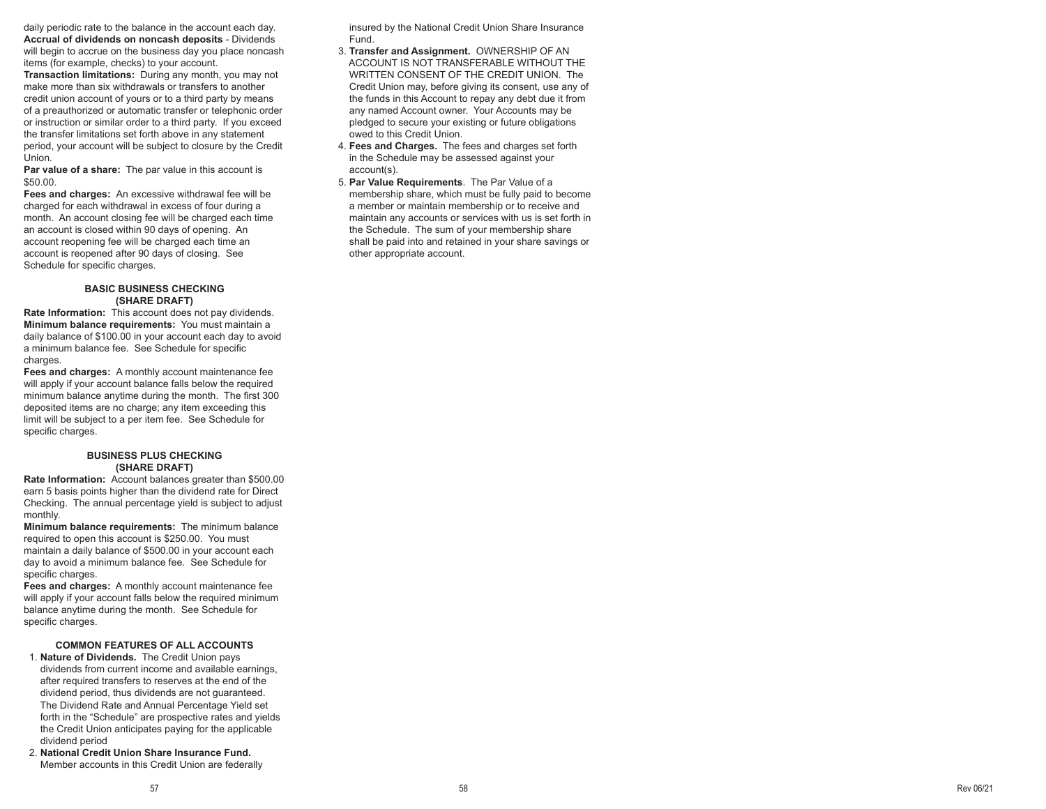daily periodic rate to the balance in the account each day.

**Accrual of dividends on noncash deposits** - Dividends will begin to accrue on the business day you place noncash items (for example, checks) to your account.

**Transaction limitations:** During any month, you may not make more than six withdrawals or transfers to another credit union account of yours or to a third party by means of a preauthorized or automatic transfer or telephonic order or instruction or similar order to a third party. If you exceed the transfer limitations set forth above in any statement period, your account will be subject to closure by the Credit Union.

**Par value of a share:** The par value in this account is $50.00.

**Fees and charges:** An excessive withdrawal fee will be charged for each withdrawal in excess of four during a month. An account closing fee will be charged each time an account is closed within 90 days of opening. An account reopening fee will be charged each time an account is reopened after 90 days of closing. See Schedule for specific charges.

### BASIC BUSINESS CHECKING (SHARE DRAFT)

**Rate Information:** This account does not pay dividends.

**Minimum balance requirements:** You must maintain a daily balance of $100.00 in your account each day to avoid a minimum balance fee. See Schedule for specific charges.

**Fees and charges:** A monthly account maintenance fee will apply if your account balance falls below the required minimum balance anytime during the month. The first 300 deposited items are no charge; any item exceeding this limit will be subject to a per item fee. See Schedule for specific charges.

### BUSINESS PLUS CHECKING (SHARE DRAFT)

**Rate Information:** Account balances greater than $500.00 earn 5 basis points higher than the dividend rate for Direct Checking. The annual percentage yield is subject to adjust monthly.

**Minimum balance requirements:** The minimum balance required to open this account is $250.00. You must maintain a daily balance of $500.00 in your account each day to avoid a minimum balance fee. See Schedule for specific charges.

**Fees and charges:** A monthly account maintenance fee will apply if your account falls below the required minimum balance anytime during the month. See Schedule for specific charges.

### COMMON FEATURES OF ALL ACCOUNTS

1. **Nature of Dividends.** The Credit Union pays dividends from current income and available earnings, after required transfers to reserves at the end of the dividend period, thus dividends are not guaranteed. The Dividend Rate and Annual Percentage Yield set forth in the "Schedule" are prospective rates and yields the Credit Union anticipates paying for the applicable dividend period
2. **National Credit Union Share Insurance Fund.** Member accounts in this Credit Union are federally insured by the National Credit Union Share Insurance Fund.
3. **Transfer and Assignment.** OWNERSHIP OF AN ACCOUNT IS NOT TRANSFERABLE WITHOUT THE WRITTEN CONSENT OF THE CREDIT UNION. The Credit Union may, before giving its consent, use any of the funds in this Account to repay any debt due it from any named Account owner. Your Accounts may be pledged to secure your existing or future obligations owed to this Credit Union.
4. **Fees and Charges.** The fees and charges set forth in the Schedule may be assessed against your account(s).
5. **Par Value Requirements**. The Par Value of a membership share, which must be fully paid to become a member or maintain membership or to receive and maintain any accounts or services with us is set forth in the Schedule. The sum of your membership share shall be paid into and retained in your share savings or other appropriate account.

Rev 06/21